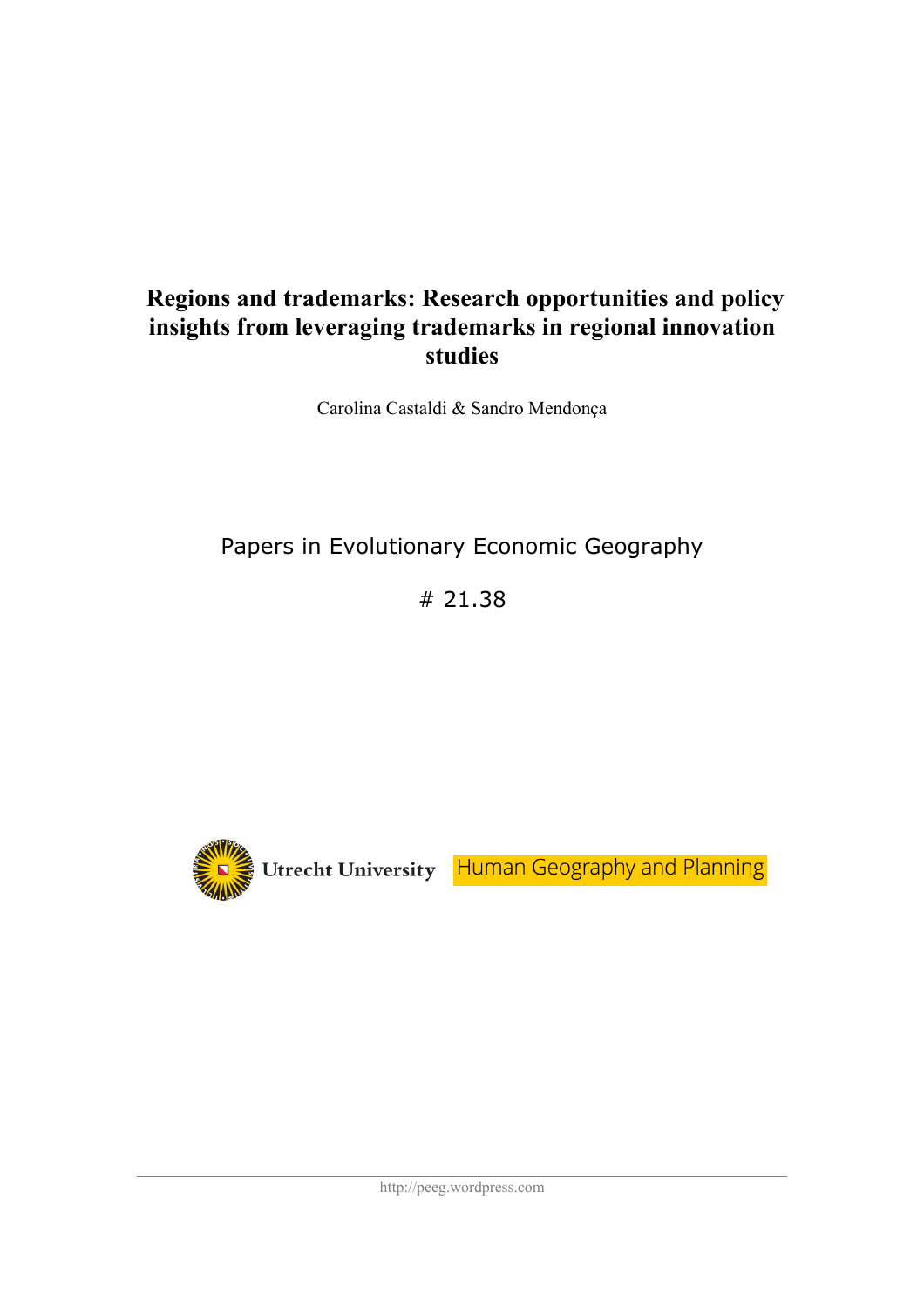# Regions and trademarks: Research opportunities and policy insights from leveraging trademarks in regional innovation studies

Carolina Castaldi & Sandro Mendonça

Papers in Evolutionary Economic Geography

# 21.38

Utrecht University Human Geography and Planning

http://peeg.wordpress.com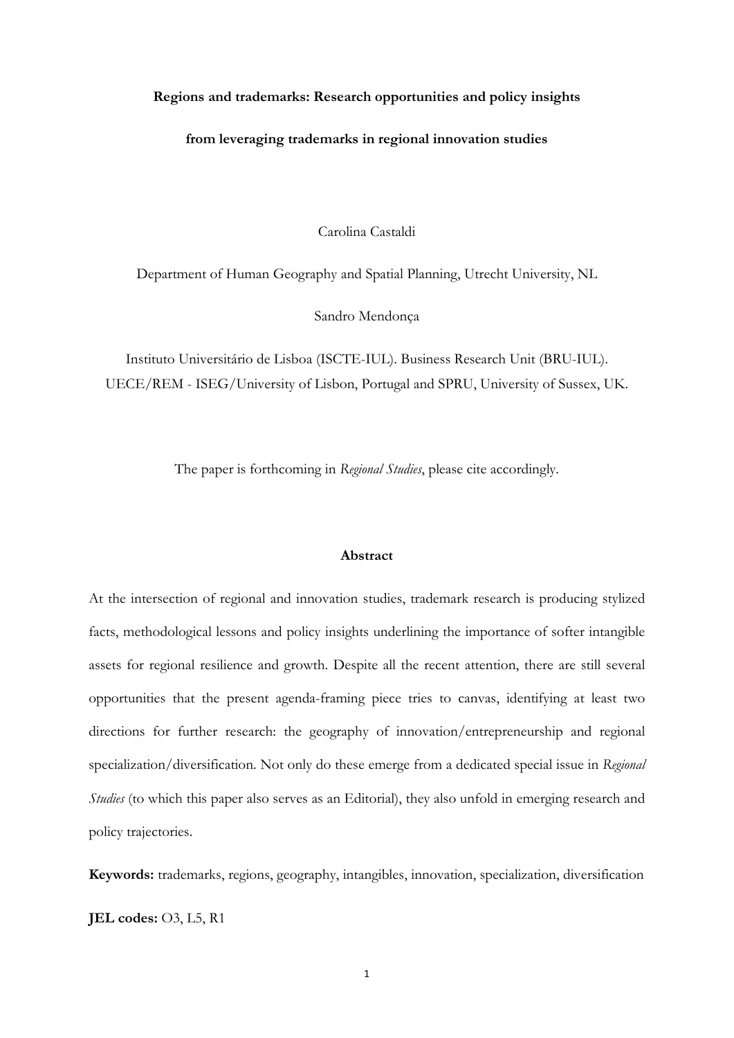**Regions and trademarks: Research opportunities and policy insights from leveraging trademarks in regional innovation studies**

Carolina Castaldi

Department of Human Geography and Spatial Planning, Utrecht University, NL

Sandro Mendonça

Instituto Universitário de Lisboa (ISCTE-IUL). Business Research Unit (BRU-IUL).
UECE/REM - ISEG/University of Lisbon, Portugal and SPRU, University of Sussex, UK.

The paper is forthcoming in *Regional Studies*, please cite accordingly.

## Abstract

At the intersection of regional and innovation studies, trademark research is producing stylized facts, methodological lessons and policy insights underlining the importance of softer intangible assets for regional resilience and growth. Despite all the recent attention, there are still several opportunities that the present agenda-framing piece tries to canvas, identifying at least two directions for further research: the geography of innovation/entrepreneurship and regional specialization/diversification. Not only do these emerge from a dedicated special issue in *Regional Studies* (to which this paper also serves as an Editorial), they also unfold in emerging research and policy trajectories.

**Keywords:** trademarks, regions, geography, intangibles, innovation, specialization, diversification

**JEL codes:** O3, L5, R1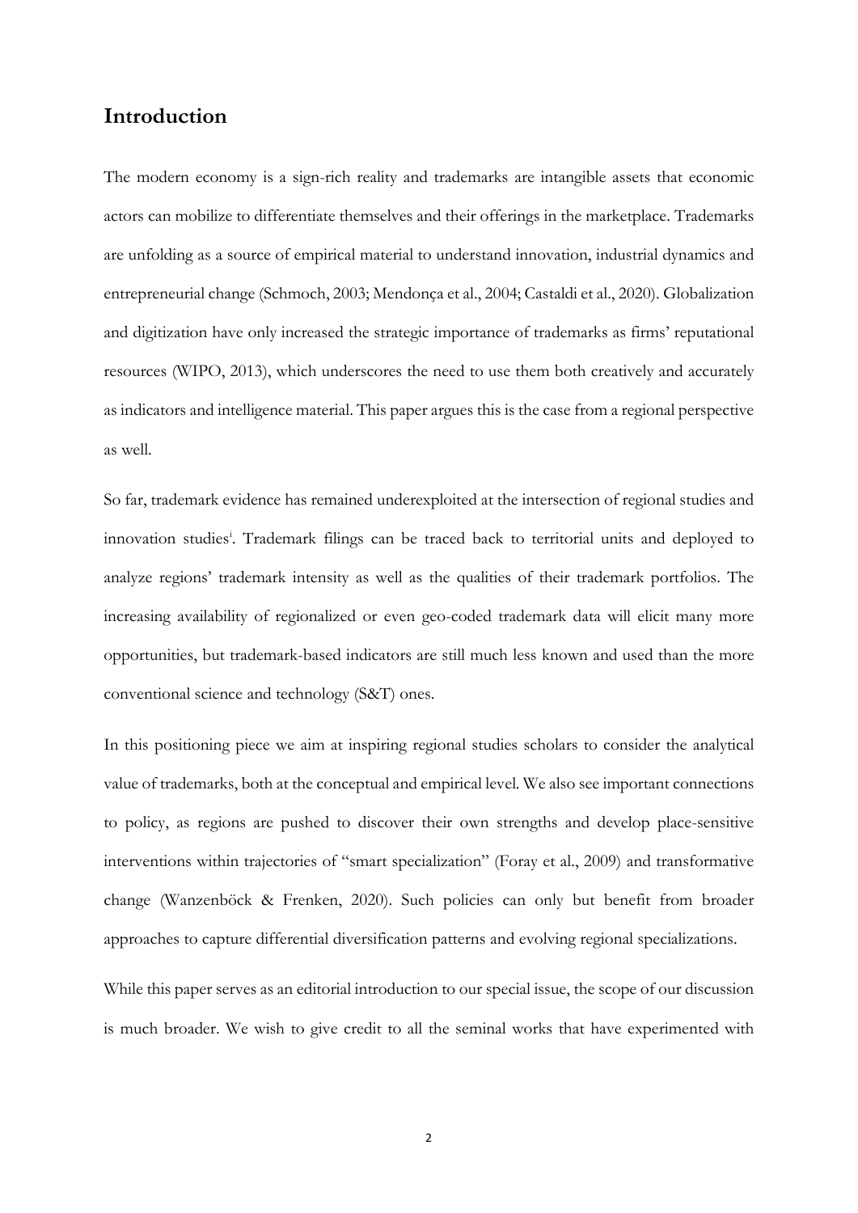## Introduction

The modern economy is a sign-rich reality and trademarks are intangible assets that economic actors can mobilize to differentiate themselves and their offerings in the marketplace. Trademarks are unfolding as a source of empirical material to understand innovation, industrial dynamics and entrepreneurial change (Schmoch, 2003; Mendonça et al., 2004; Castaldi et al., 2020). Globalization and digitization have only increased the strategic importance of trademarks as firms' reputational resources (WIPO, 2013), which underscores the need to use them both creatively and accurately as indicators and intelligence material. This paper argues this is the case from a regional perspective as well.

So far, trademark evidence has remained underexploited at the intersection of regional studies and innovation studies[i]. Trademark filings can be traced back to territorial units and deployed to analyze regions' trademark intensity as well as the qualities of their trademark portfolios. The increasing availability of regionalized or even geo-coded trademark data will elicit many more opportunities, but trademark-based indicators are still much less known and used than the more conventional science and technology (S&T) ones.

In this positioning piece we aim at inspiring regional studies scholars to consider the analytical value of trademarks, both at the conceptual and empirical level. We also see important connections to policy, as regions are pushed to discover their own strengths and develop place-sensitive interventions within trajectories of "smart specialization" (Foray et al., 2009) and transformative change (Wanzenböck & Frenken, 2020). Such policies can only but benefit from broader approaches to capture differential diversification patterns and evolving regional specializations.

While this paper serves as an editorial introduction to our special issue, the scope of our discussion is much broader. We wish to give credit to all the seminal works that have experimented with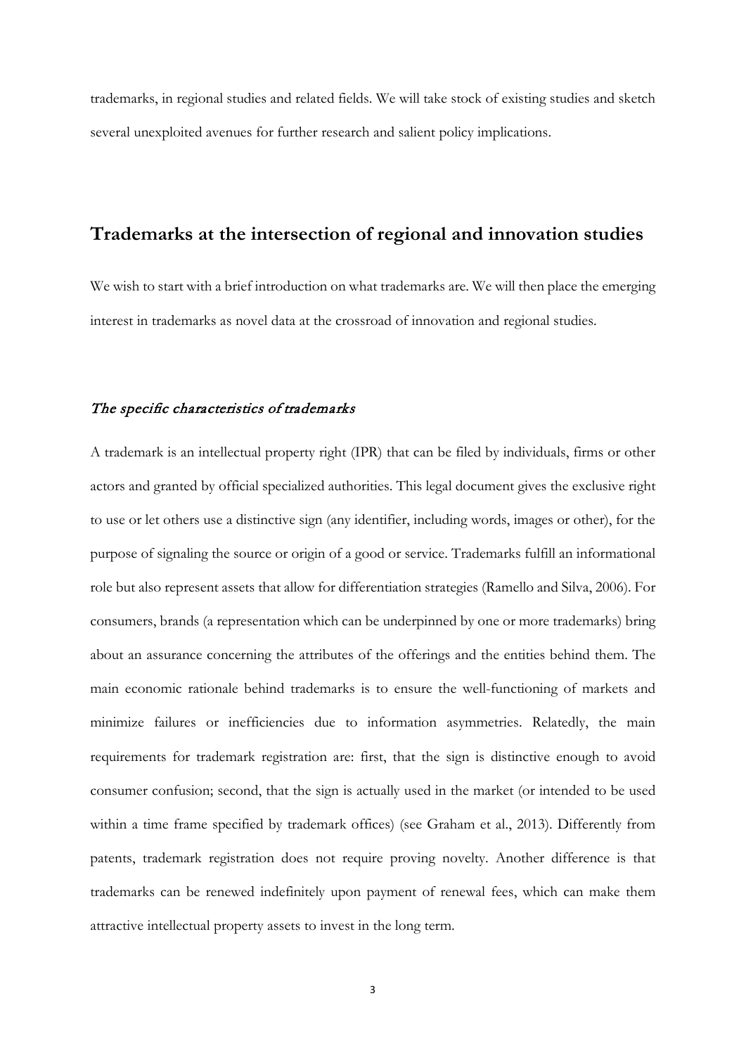trademarks, in regional studies and related fields. We will take stock of existing studies and sketch several unexploited avenues for further research and salient policy implications.

## Trademarks at the intersection of regional and innovation studies

We wish to start with a brief introduction on what trademarks are. We will then place the emerging interest in trademarks as novel data at the crossroad of innovation and regional studies.

### *The specific characteristics of trademarks*

A trademark is an intellectual property right (IPR) that can be filed by individuals, firms or other actors and granted by official specialized authorities. This legal document gives the exclusive right to use or let others use a distinctive sign (any identifier, including words, images or other), for the purpose of signaling the source or origin of a good or service. Trademarks fulfill an informational role but also represent assets that allow for differentiation strategies (Ramello and Silva, 2006). For consumers, brands (a representation which can be underpinned by one or more trademarks) bring about an assurance concerning the attributes of the offerings and the entities behind them. The main economic rationale behind trademarks is to ensure the well-functioning of markets and minimize failures or inefficiencies due to information asymmetries. Relatedly, the main requirements for trademark registration are: first, that the sign is distinctive enough to avoid consumer confusion; second, that the sign is actually used in the market (or intended to be used within a time frame specified by trademark offices) (see Graham et al., 2013). Differently from patents, trademark registration does not require proving novelty. Another difference is that trademarks can be renewed indefinitely upon payment of renewal fees, which can make them attractive intellectual property assets to invest in the long term.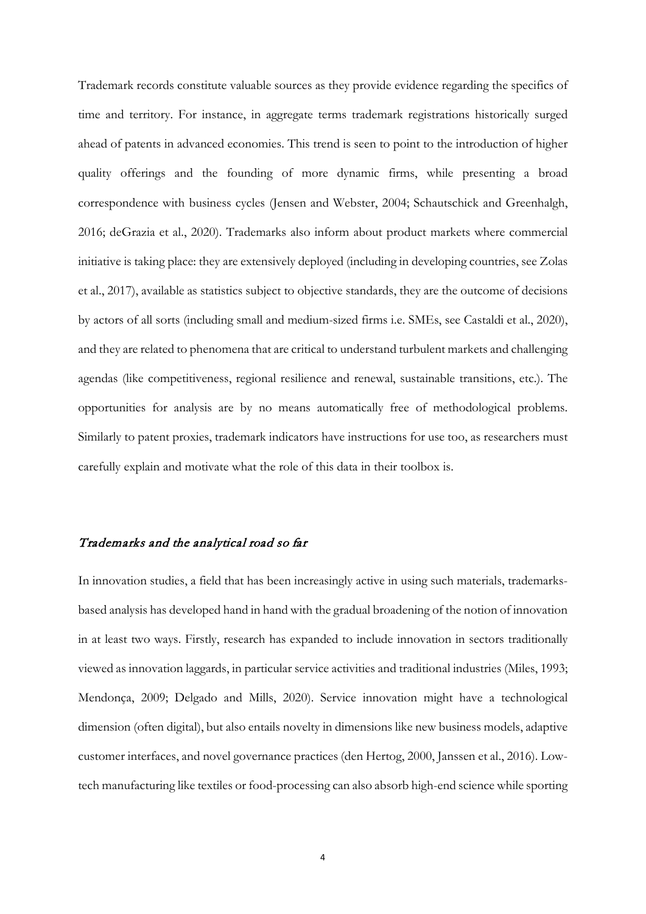Trademark records constitute valuable sources as they provide evidence regarding the specifics of time and territory. For instance, in aggregate terms trademark registrations historically surged ahead of patents in advanced economies. This trend is seen to point to the introduction of higher quality offerings and the founding of more dynamic firms, while presenting a broad correspondence with business cycles (Jensen and Webster, 2004; Schautschick and Greenhalgh, 2016; deGrazia et al., 2020). Trademarks also inform about product markets where commercial initiative is taking place: they are extensively deployed (including in developing countries, see Zolas et al., 2017), available as statistics subject to objective standards, they are the outcome of decisions by actors of all sorts (including small and medium-sized firms i.e. SMEs, see Castaldi et al., 2020), and they are related to phenomena that are critical to understand turbulent markets and challenging agendas (like competitiveness, regional resilience and renewal, sustainable transitions, etc.). The opportunities for analysis are by no means automatically free of methodological problems. Similarly to patent proxies, trademark indicators have instructions for use too, as researchers must carefully explain and motivate what the role of this data in their toolbox is.

### *Trademarks and the analytical road so far*

In innovation studies, a field that has been increasingly active in using such materials, trademarks-based analysis has developed hand in hand with the gradual broadening of the notion of innovation in at least two ways. Firstly, research has expanded to include innovation in sectors traditionally viewed as innovation laggards, in particular service activities and traditional industries (Miles, 1993; Mendonça, 2009; Delgado and Mills, 2020). Service innovation might have a technological dimension (often digital), but also entails novelty in dimensions like new business models, adaptive customer interfaces, and novel governance practices (den Hertog, 2000, Janssen et al., 2016). Low-tech manufacturing like textiles or food-processing can also absorb high-end science while sporting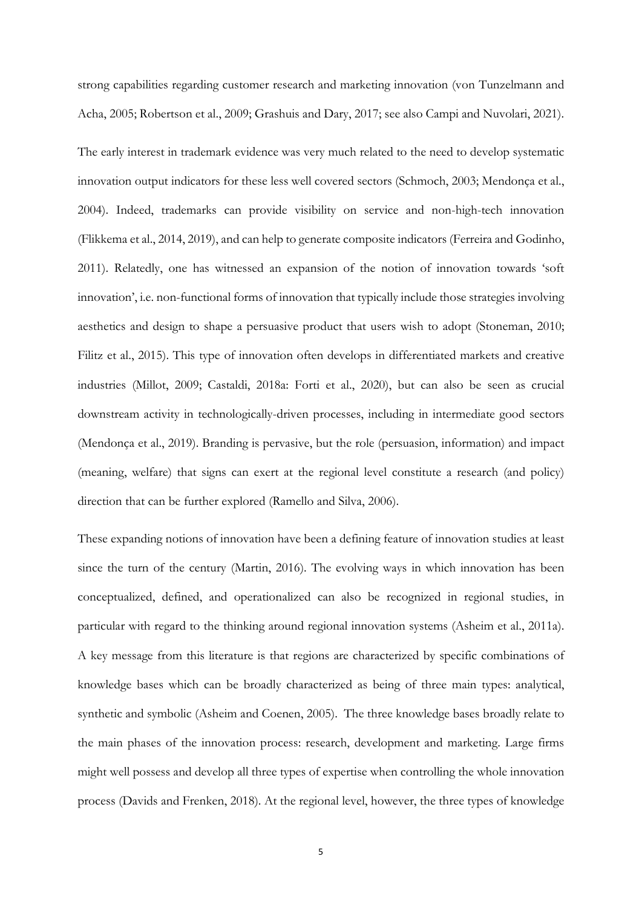strong capabilities regarding customer research and marketing innovation (von Tunzelmann and Acha, 2005; Robertson et al., 2009; Grashuis and Dary, 2017; see also Campi and Nuvolari, 2021).

The early interest in trademark evidence was very much related to the need to develop systematic innovation output indicators for these less well covered sectors (Schmoch, 2003; Mendonça et al., 2004). Indeed, trademarks can provide visibility on service and non-high-tech innovation (Flikkema et al., 2014, 2019), and can help to generate composite indicators (Ferreira and Godinho, 2011). Relatedly, one has witnessed an expansion of the notion of innovation towards 'soft innovation', i.e. non-functional forms of innovation that typically include those strategies involving aesthetics and design to shape a persuasive product that users wish to adopt (Stoneman, 2010; Filitz et al., 2015). This type of innovation often develops in differentiated markets and creative industries (Millot, 2009; Castaldi, 2018a: Forti et al., 2020), but can also be seen as crucial downstream activity in technologically-driven processes, including in intermediate good sectors (Mendonça et al., 2019). Branding is pervasive, but the role (persuasion, information) and impact (meaning, welfare) that signs can exert at the regional level constitute a research (and policy) direction that can be further explored (Ramello and Silva, 2006).

These expanding notions of innovation have been a defining feature of innovation studies at least since the turn of the century (Martin, 2016). The evolving ways in which innovation has been conceptualized, defined, and operationalized can also be recognized in regional studies, in particular with regard to the thinking around regional innovation systems (Asheim et al., 2011a). A key message from this literature is that regions are characterized by specific combinations of knowledge bases which can be broadly characterized as being of three main types: analytical, synthetic and symbolic (Asheim and Coenen, 2005). The three knowledge bases broadly relate to the main phases of the innovation process: research, development and marketing. Large firms might well possess and develop all three types of expertise when controlling the whole innovation process (Davids and Frenken, 2018). At the regional level, however, the three types of knowledge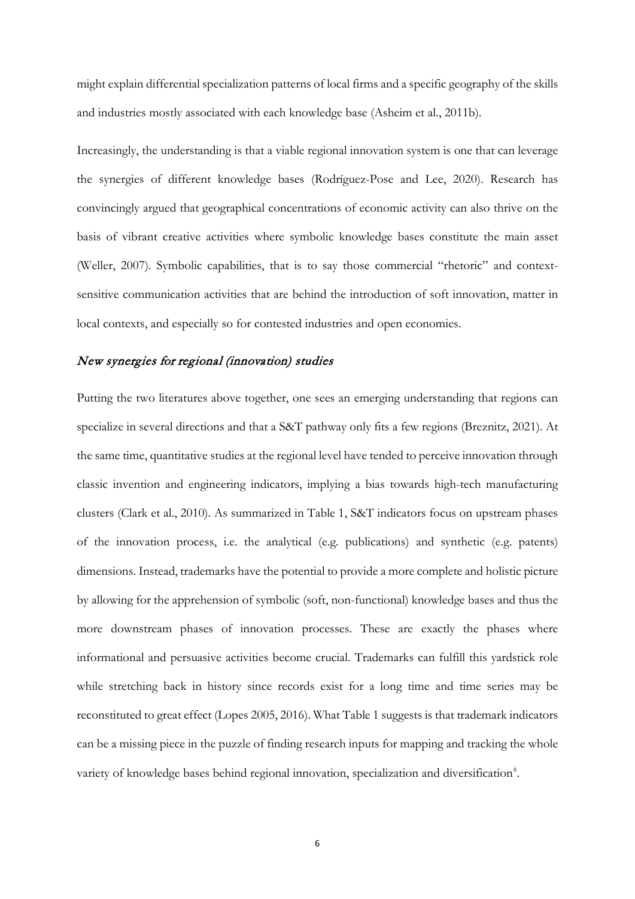might explain differential specialization patterns of local firms and a specific geography of the skills and industries mostly associated with each knowledge base (Asheim et al., 2011b).

Increasingly, the understanding is that a viable regional innovation system is one that can leverage the synergies of different knowledge bases (Rodríguez-Pose and Lee, 2020). Research has convincingly argued that geographical concentrations of economic activity can also thrive on the basis of vibrant creative activities where symbolic knowledge bases constitute the main asset (Weller, 2007). Symbolic capabilities, that is to say those commercial "rhetoric" and context-sensitive communication activities that are behind the introduction of soft innovation, matter in local contexts, and especially so for contested industries and open economies.

## *New synergies for regional (innovation) studies*

Putting the two literatures above together, one sees an emerging understanding that regions can specialize in several directions and that a S&T pathway only fits a few regions (Breznitz, 2021). At the same time, quantitative studies at the regional level have tended to perceive innovation through classic invention and engineering indicators, implying a bias towards high-tech manufacturing clusters (Clark et al., 2010). As summarized in Table 1, S&T indicators focus on upstream phases of the innovation process, i.e. the analytical (e.g. publications) and synthetic (e.g. patents) dimensions. Instead, trademarks have the potential to provide a more complete and holistic picture by allowing for the apprehension of symbolic (soft, non-functional) knowledge bases and thus the more downstream phases of innovation processes. These are exactly the phases where informational and persuasive activities become crucial. Trademarks can fulfill this yardstick role while stretching back in history since records exist for a long time and time series may be reconstituted to great effect (Lopes 2005, 2016). What Table 1 suggests is that trademark indicators can be a missing piece in the puzzle of finding research inputs for mapping and tracking the whole variety of knowledge bases behind regional innovation, specialization and diversification[ii].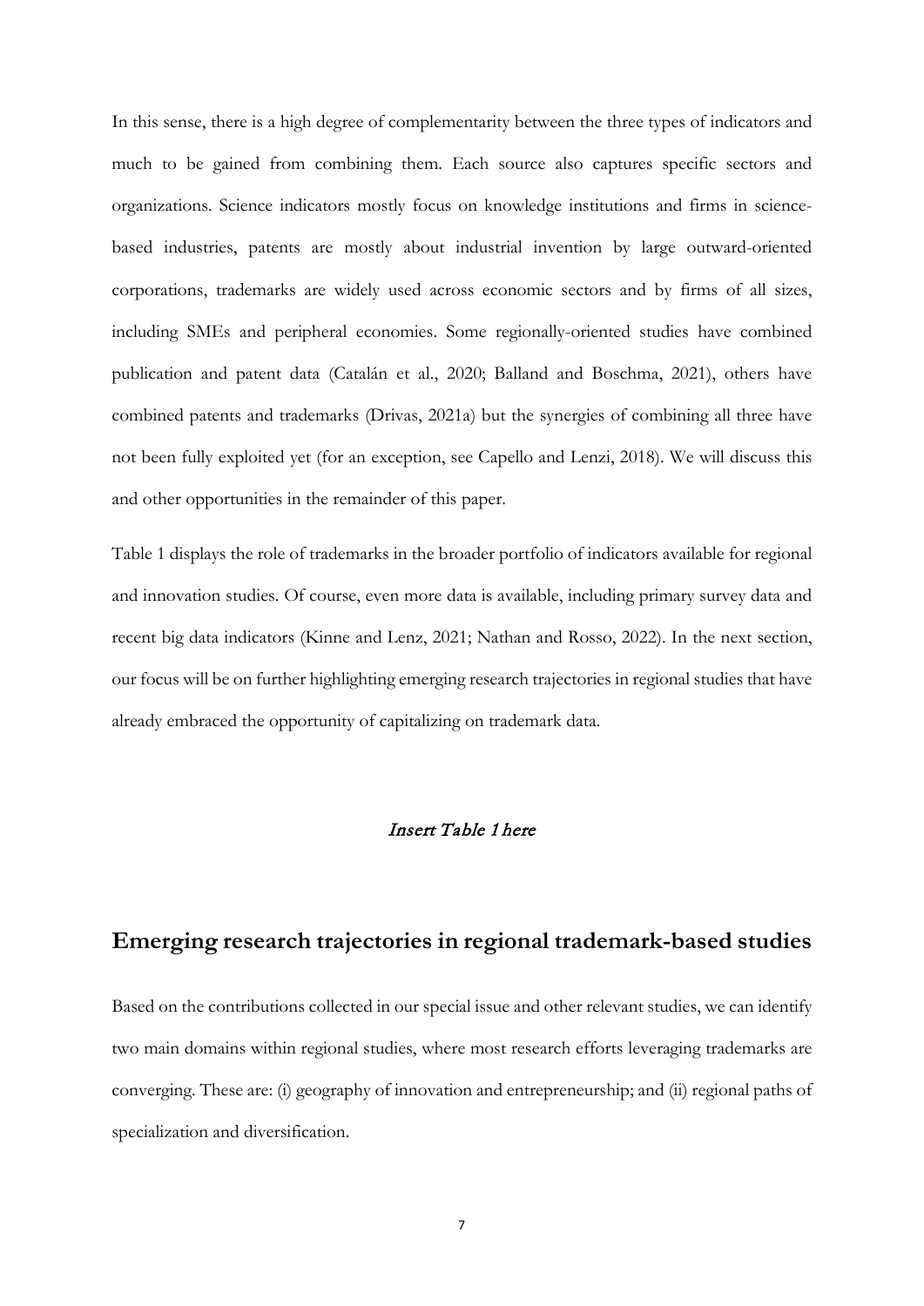In this sense, there is a high degree of complementarity between the three types of indicators and much to be gained from combining them. Each source also captures specific sectors and organizations. Science indicators mostly focus on knowledge institutions and firms in science-based industries, patents are mostly about industrial invention by large outward-oriented corporations, trademarks are widely used across economic sectors and by firms of all sizes, including SMEs and peripheral economies. Some regionally-oriented studies have combined publication and patent data (Catalán et al., 2020; Balland and Boschma, 2021), others have combined patents and trademarks (Drivas, 2021a) but the synergies of combining all three have not been fully exploited yet (for an exception, see Capello and Lenzi, 2018). We will discuss this and other opportunities in the remainder of this paper.

Table 1 displays the role of trademarks in the broader portfolio of indicators available for regional and innovation studies. Of course, even more data is available, including primary survey data and recent big data indicators (Kinne and Lenz, 2021; Nathan and Rosso, 2022). In the next section, our focus will be on further highlighting emerging research trajectories in regional studies that have already embraced the opportunity of capitalizing on trademark data.

*Insert Table 1 here*

## Emerging research trajectories in regional trademark-based studies

Based on the contributions collected in our special issue and other relevant studies, we can identify two main domains within regional studies, where most research efforts leveraging trademarks are converging. These are: (i) geography of innovation and entrepreneurship; and (ii) regional paths of specialization and diversification.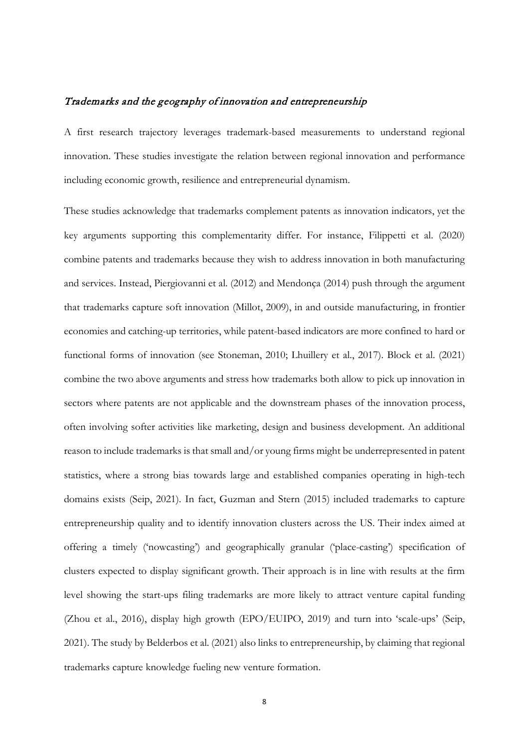### *Trademarks and the geography of innovation and entrepreneurship*

A first research trajectory leverages trademark-based measurements to understand regional innovation. These studies investigate the relation between regional innovation and performance including economic growth, resilience and entrepreneurial dynamism.

These studies acknowledge that trademarks complement patents as innovation indicators, yet the key arguments supporting this complementarity differ. For instance, Filippetti et al. (2020) combine patents and trademarks because they wish to address innovation in both manufacturing and services. Instead, Piergiovanni et al. (2012) and Mendonça (2014) push through the argument that trademarks capture soft innovation (Millot, 2009), in and outside manufacturing, in frontier economies and catching-up territories, while patent-based indicators are more confined to hard or functional forms of innovation (see Stoneman, 2010; Lhuillery et al., 2017). Block et al. (2021) combine the two above arguments and stress how trademarks both allow to pick up innovation in sectors where patents are not applicable and the downstream phases of the innovation process, often involving softer activities like marketing, design and business development. An additional reason to include trademarks is that small and/or young firms might be underrepresented in patent statistics, where a strong bias towards large and established companies operating in high-tech domains exists (Seip, 2021). In fact, Guzman and Stern (2015) included trademarks to capture entrepreneurship quality and to identify innovation clusters across the US. Their index aimed at offering a timely ('nowcasting') and geographically granular ('place-casting') specification of clusters expected to display significant growth. Their approach is in line with results at the firm level showing the start-ups filing trademarks are more likely to attract venture capital funding (Zhou et al., 2016), display high growth (EPO/EUIPO, 2019) and turn into 'scale-ups' (Seip, 2021). The study by Belderbos et al. (2021) also links to entrepreneurship, by claiming that regional trademarks capture knowledge fueling new venture formation.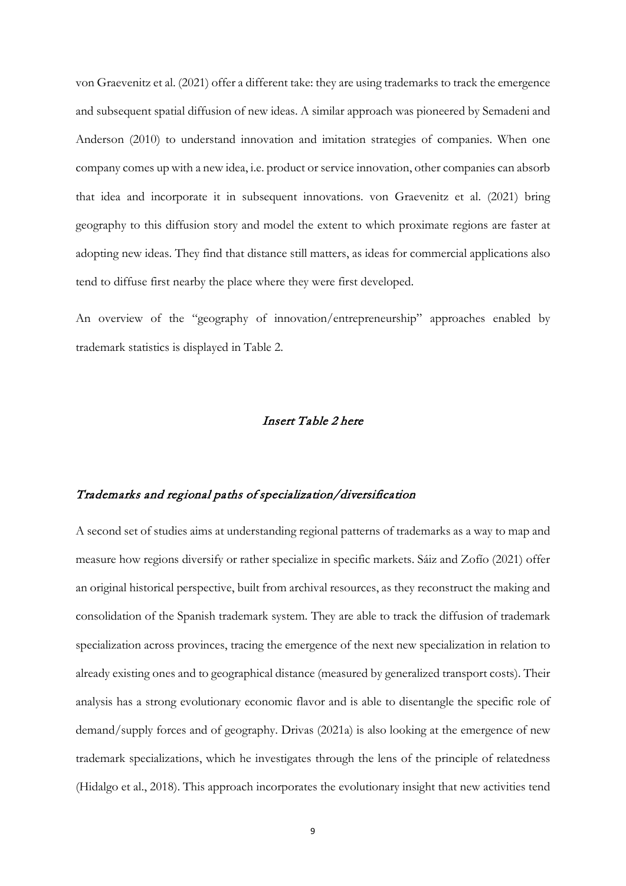von Graevenitz et al. (2021) offer a different take: they are using trademarks to track the emergence and subsequent spatial diffusion of new ideas. A similar approach was pioneered by Semadeni and Anderson (2010) to understand innovation and imitation strategies of companies. When one company comes up with a new idea, i.e. product or service innovation, other companies can absorb that idea and incorporate it in subsequent innovations. von Graevenitz et al. (2021) bring geography to this diffusion story and model the extent to which proximate regions are faster at adopting new ideas. They find that distance still matters, as ideas for commercial applications also tend to diffuse first nearby the place where they were first developed.

An overview of the "geography of innovation/entrepreneurship" approaches enabled by trademark statistics is displayed in Table 2.

*Insert Table 2 here*

## *Trademarks and regional paths of specialization/diversification*

A second set of studies aims at understanding regional patterns of trademarks as a way to map and measure how regions diversify or rather specialize in specific markets. Sáiz and Zofío (2021) offer an original historical perspective, built from archival resources, as they reconstruct the making and consolidation of the Spanish trademark system. They are able to track the diffusion of trademark specialization across provinces, tracing the emergence of the next new specialization in relation to already existing ones and to geographical distance (measured by generalized transport costs). Their analysis has a strong evolutionary economic flavor and is able to disentangle the specific role of demand/supply forces and of geography. Drivas (2021a) is also looking at the emergence of new trademark specializations, which he investigates through the lens of the principle of relatedness (Hidalgo et al., 2018). This approach incorporates the evolutionary insight that new activities tend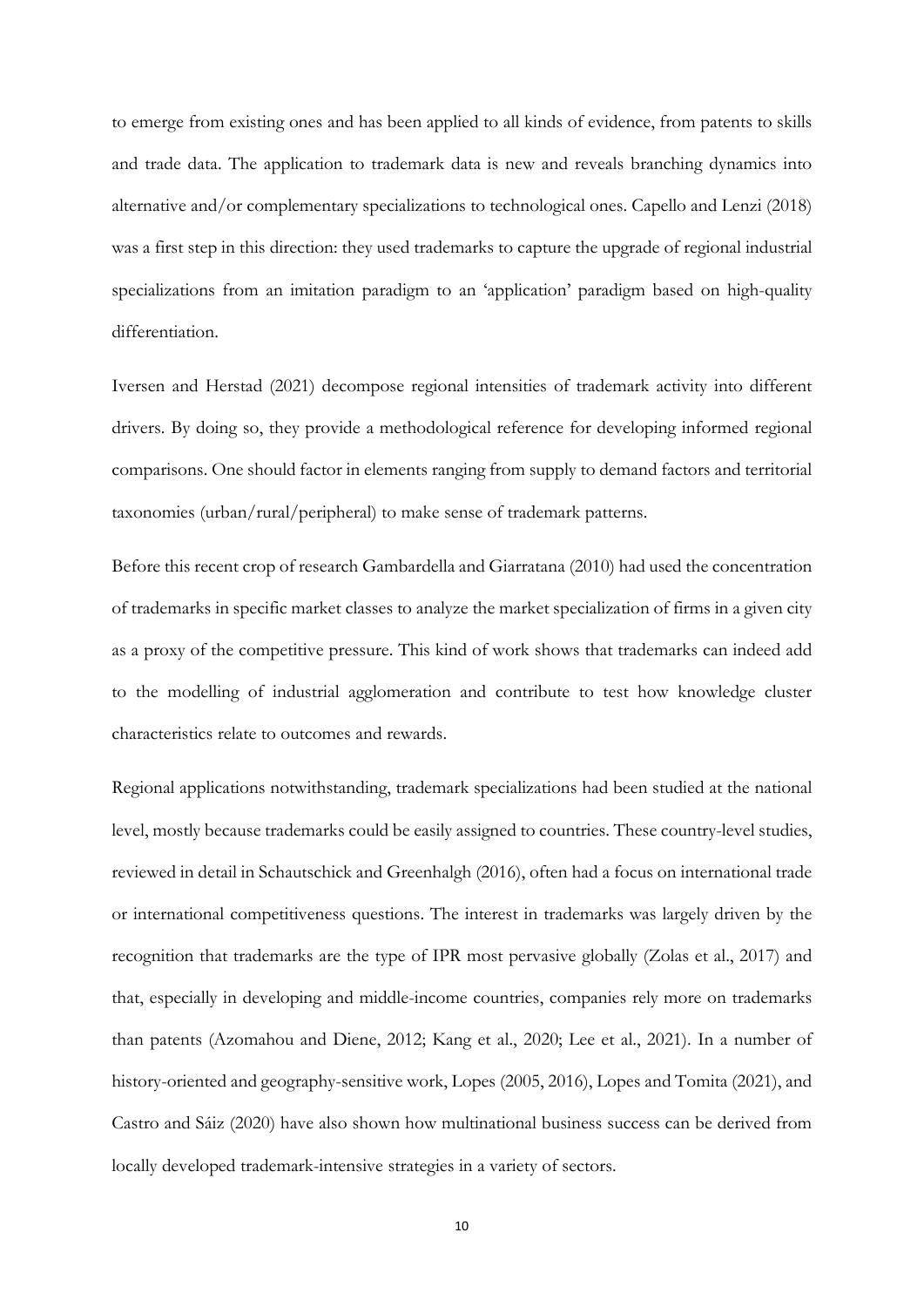to emerge from existing ones and has been applied to all kinds of evidence, from patents to skills and trade data. The application to trademark data is new and reveals branching dynamics into alternative and/or complementary specializations to technological ones. Capello and Lenzi (2018) was a first step in this direction: they used trademarks to capture the upgrade of regional industrial specializations from an imitation paradigm to an 'application' paradigm based on high-quality differentiation.

Iversen and Herstad (2021) decompose regional intensities of trademark activity into different drivers. By doing so, they provide a methodological reference for developing informed regional comparisons. One should factor in elements ranging from supply to demand factors and territorial taxonomies (urban/rural/peripheral) to make sense of trademark patterns.

Before this recent crop of research Gambardella and Giarratana (2010) had used the concentration of trademarks in specific market classes to analyze the market specialization of firms in a given city as a proxy of the competitive pressure. This kind of work shows that trademarks can indeed add to the modelling of industrial agglomeration and contribute to test how knowledge cluster characteristics relate to outcomes and rewards.

Regional applications notwithstanding, trademark specializations had been studied at the national level, mostly because trademarks could be easily assigned to countries. These country-level studies, reviewed in detail in Schautschick and Greenhalgh (2016), often had a focus on international trade or international competitiveness questions. The interest in trademarks was largely driven by the recognition that trademarks are the type of IPR most pervasive globally (Zolas et al., 2017) and that, especially in developing and middle-income countries, companies rely more on trademarks than patents (Azomahou and Diene, 2012; Kang et al., 2020; Lee et al., 2021). In a number of history-oriented and geography-sensitive work, Lopes (2005, 2016), Lopes and Tomita (2021), and Castro and Sáiz (2020) have also shown how multinational business success can be derived from locally developed trademark-intensive strategies in a variety of sectors.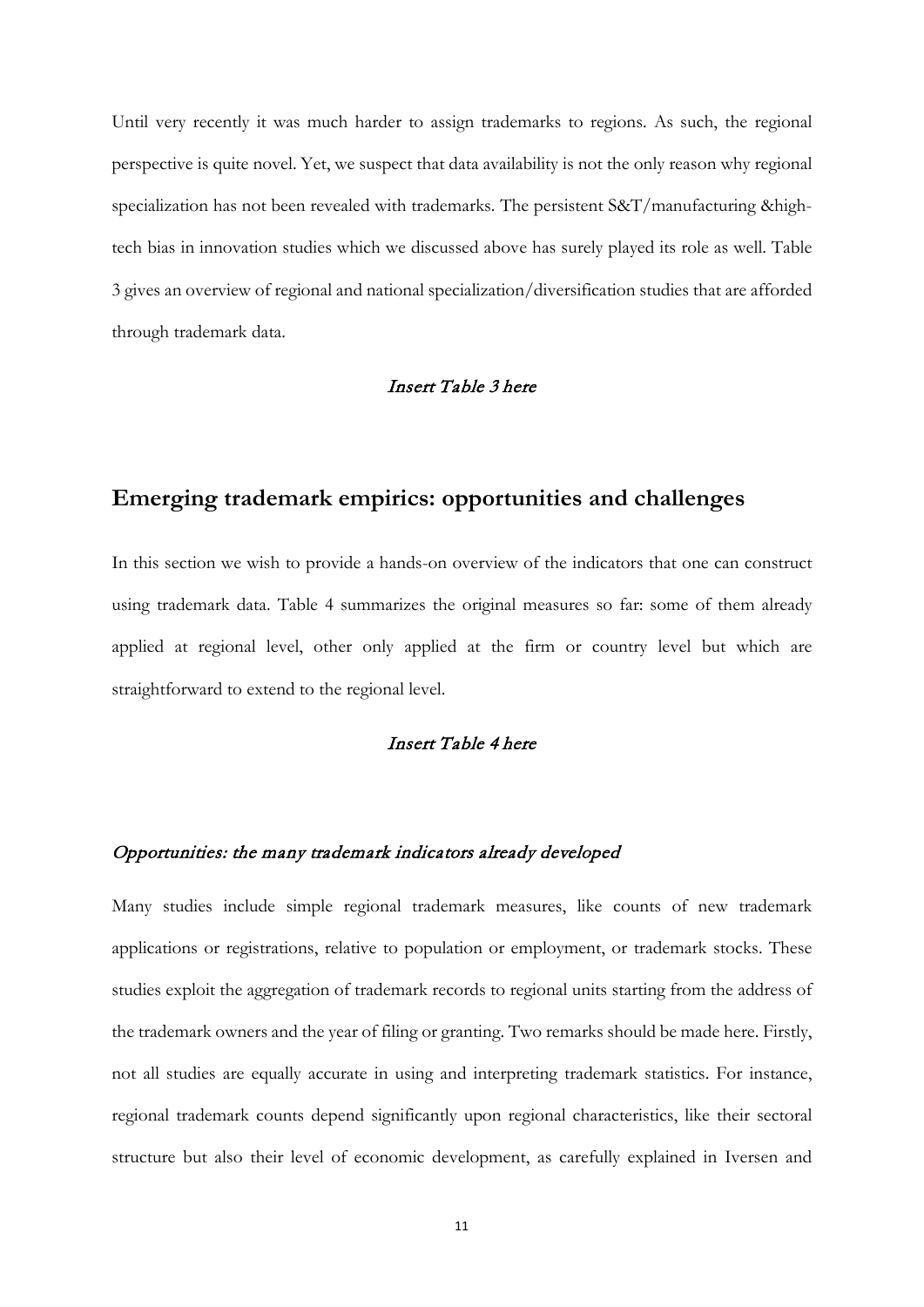Until very recently it was much harder to assign trademarks to regions. As such, the regional perspective is quite novel. Yet, we suspect that data availability is not the only reason why regional specialization has not been revealed with trademarks. The persistent S&T/manufacturing &high-tech bias in innovation studies which we discussed above has surely played its role as well. Table 3 gives an overview of regional and national specialization/diversification studies that are afforded through trademark data.

*Insert Table 3 here*

## Emerging trademark empirics: opportunities and challenges

In this section we wish to provide a hands-on overview of the indicators that one can construct using trademark data. Table 4 summarizes the original measures so far: some of them already applied at regional level, other only applied at the firm or country level but which are straightforward to extend to the regional level.

*Insert Table 4 here*

### *Opportunities: the many trademark indicators already developed*

Many studies include simple regional trademark measures, like counts of new trademark applications or registrations, relative to population or employment, or trademark stocks. These studies exploit the aggregation of trademark records to regional units starting from the address of the trademark owners and the year of filing or granting. Two remarks should be made here. Firstly, not all studies are equally accurate in using and interpreting trademark statistics. For instance, regional trademark counts depend significantly upon regional characteristics, like their sectoral structure but also their level of economic development, as carefully explained in Iversen and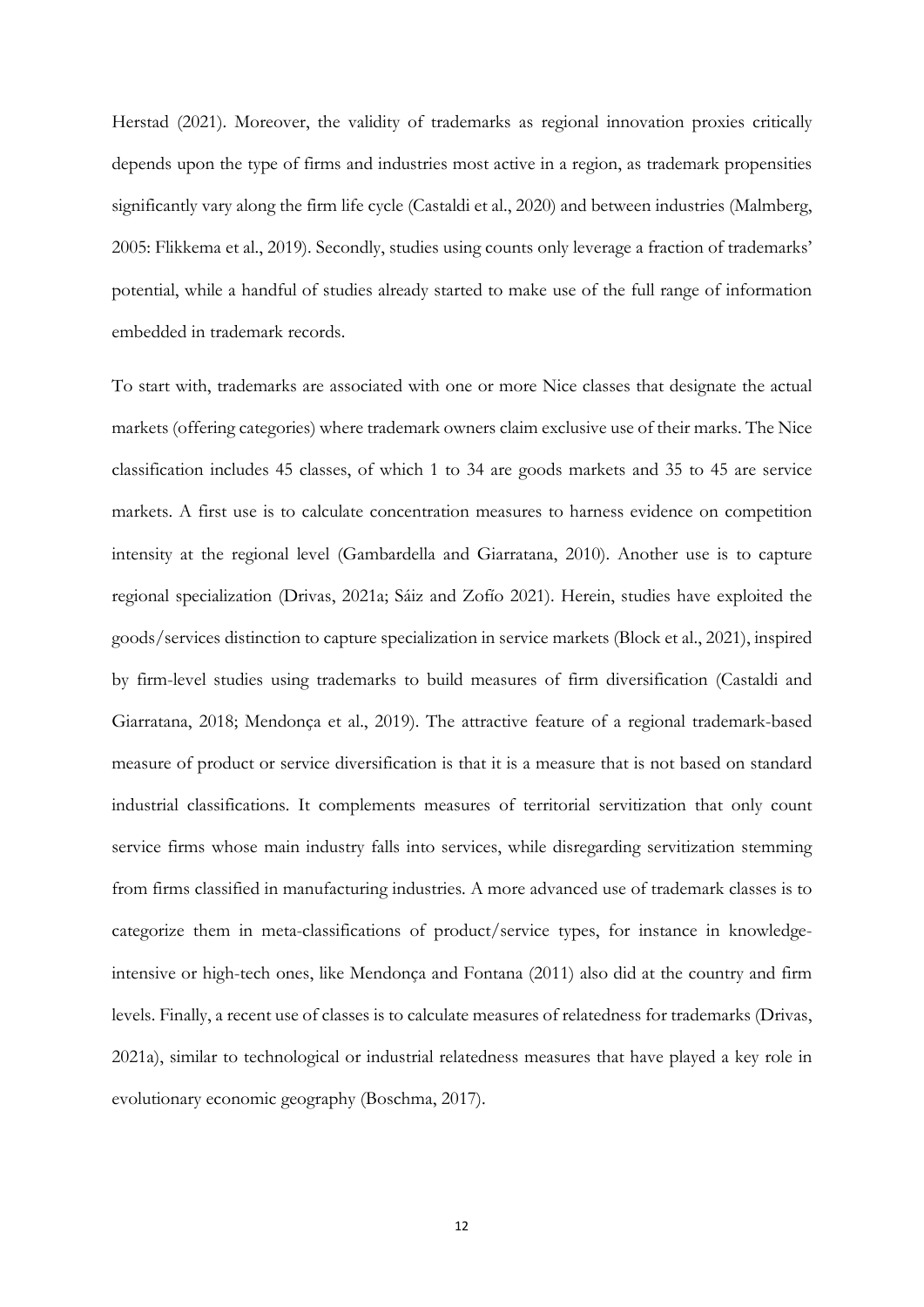Herstad (2021). Moreover, the validity of trademarks as regional innovation proxies critically depends upon the type of firms and industries most active in a region, as trademark propensities significantly vary along the firm life cycle (Castaldi et al., 2020) and between industries (Malmberg, 2005: Flikkema et al., 2019). Secondly, studies using counts only leverage a fraction of trademarks' potential, while a handful of studies already started to make use of the full range of information embedded in trademark records.

To start with, trademarks are associated with one or more Nice classes that designate the actual markets (offering categories) where trademark owners claim exclusive use of their marks. The Nice classification includes 45 classes, of which 1 to 34 are goods markets and 35 to 45 are service markets. A first use is to calculate concentration measures to harness evidence on competition intensity at the regional level (Gambardella and Giarratana, 2010). Another use is to capture regional specialization (Drivas, 2021a; Sáiz and Zofío 2021). Herein, studies have exploited the goods/services distinction to capture specialization in service markets (Block et al., 2021), inspired by firm-level studies using trademarks to build measures of firm diversification (Castaldi and Giarratana, 2018; Mendonça et al., 2019). The attractive feature of a regional trademark-based measure of product or service diversification is that it is a measure that is not based on standard industrial classifications. It complements measures of territorial servitization that only count service firms whose main industry falls into services, while disregarding servitization stemming from firms classified in manufacturing industries. A more advanced use of trademark classes is to categorize them in meta-classifications of product/service types, for instance in knowledge-intensive or high-tech ones, like Mendonça and Fontana (2011) also did at the country and firm levels. Finally, a recent use of classes is to calculate measures of relatedness for trademarks (Drivas, 2021a), similar to technological or industrial relatedness measures that have played a key role in evolutionary economic geography (Boschma, 2017).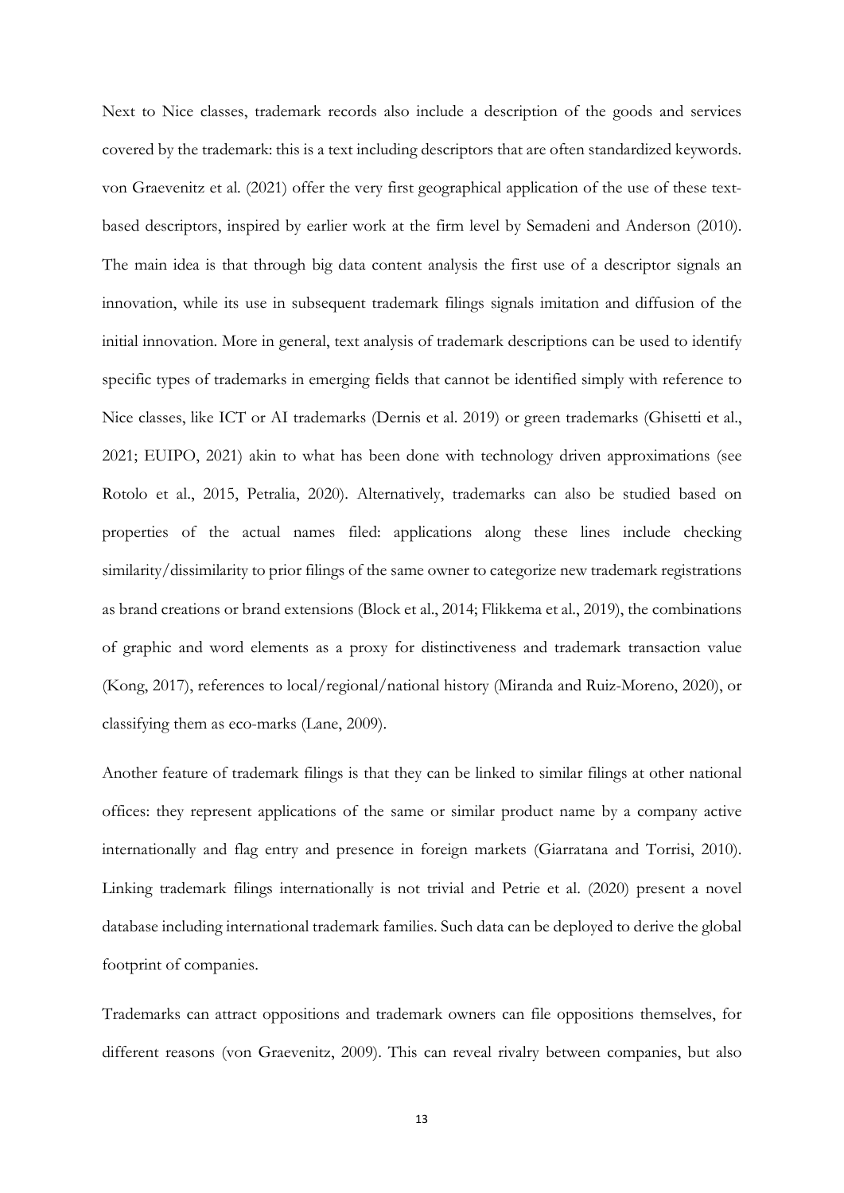Next to Nice classes, trademark records also include a description of the goods and services covered by the trademark: this is a text including descriptors that are often standardized keywords. von Graevenitz et al. (2021) offer the very first geographical application of the use of these text-based descriptors, inspired by earlier work at the firm level by Semadeni and Anderson (2010). The main idea is that through big data content analysis the first use of a descriptor signals an innovation, while its use in subsequent trademark filings signals imitation and diffusion of the initial innovation. More in general, text analysis of trademark descriptions can be used to identify specific types of trademarks in emerging fields that cannot be identified simply with reference to Nice classes, like ICT or AI trademarks (Dernis et al. 2019) or green trademarks (Ghisetti et al., 2021; EUIPO, 2021) akin to what has been done with technology driven approximations (see Rotolo et al., 2015, Petralia, 2020). Alternatively, trademarks can also be studied based on properties of the actual names filed: applications along these lines include checking similarity/dissimilarity to prior filings of the same owner to categorize new trademark registrations as brand creations or brand extensions (Block et al., 2014; Flikkema et al., 2019), the combinations of graphic and word elements as a proxy for distinctiveness and trademark transaction value (Kong, 2017), references to local/regional/national history (Miranda and Ruiz-Moreno, 2020), or classifying them as eco-marks (Lane, 2009).

Another feature of trademark filings is that they can be linked to similar filings at other national offices: they represent applications of the same or similar product name by a company active internationally and flag entry and presence in foreign markets (Giarratana and Torrisi, 2010). Linking trademark filings internationally is not trivial and Petrie et al. (2020) present a novel database including international trademark families. Such data can be deployed to derive the global footprint of companies.

Trademarks can attract oppositions and trademark owners can file oppositions themselves, for different reasons (von Graevenitz, 2009). This can reveal rivalry between companies, but also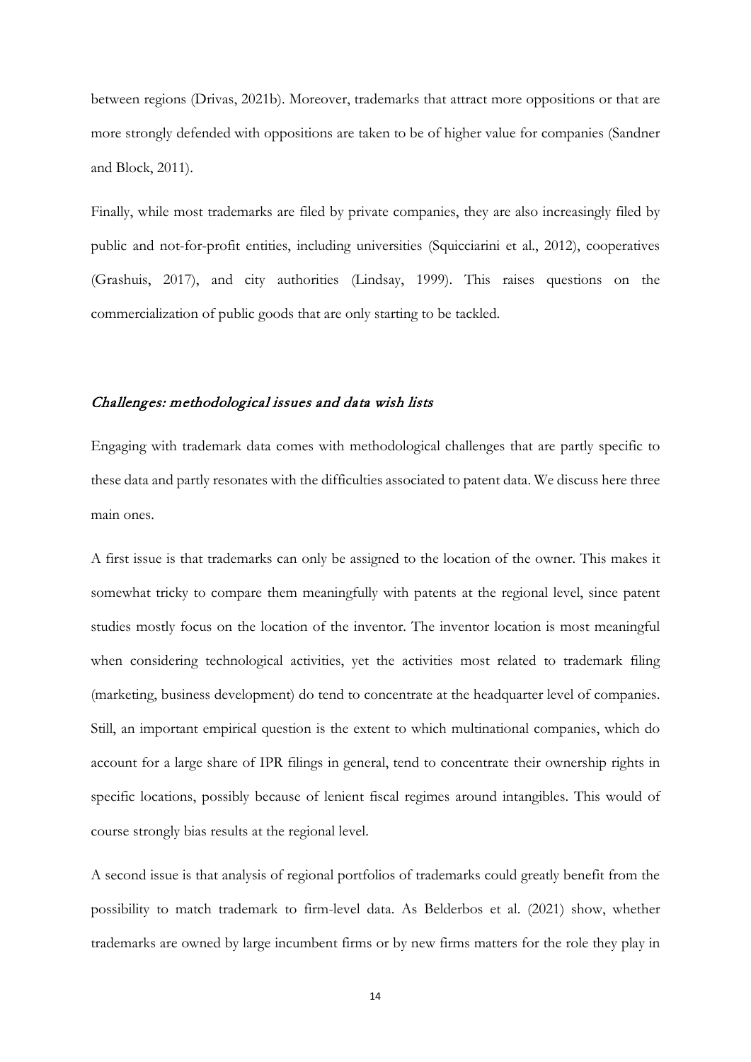between regions (Drivas, 2021b). Moreover, trademarks that attract more oppositions or that are more strongly defended with oppositions are taken to be of higher value for companies (Sandner and Block, 2011).

Finally, while most trademarks are filed by private companies, they are also increasingly filed by public and not-for-profit entities, including universities (Squicciarini et al., 2012), cooperatives (Grashuis, 2017), and city authorities (Lindsay, 1999). This raises questions on the commercialization of public goods that are only starting to be tackled.

### *Challenges: methodological issues and data wish lists*

Engaging with trademark data comes with methodological challenges that are partly specific to these data and partly resonates with the difficulties associated to patent data. We discuss here three main ones.

A first issue is that trademarks can only be assigned to the location of the owner. This makes it somewhat tricky to compare them meaningfully with patents at the regional level, since patent studies mostly focus on the location of the inventor. The inventor location is most meaningful when considering technological activities, yet the activities most related to trademark filing (marketing, business development) do tend to concentrate at the headquarter level of companies. Still, an important empirical question is the extent to which multinational companies, which do account for a large share of IPR filings in general, tend to concentrate their ownership rights in specific locations, possibly because of lenient fiscal regimes around intangibles. This would of course strongly bias results at the regional level.

A second issue is that analysis of regional portfolios of trademarks could greatly benefit from the possibility to match trademark to firm-level data. As Belderbos et al. (2021) show, whether trademarks are owned by large incumbent firms or by new firms matters for the role they play in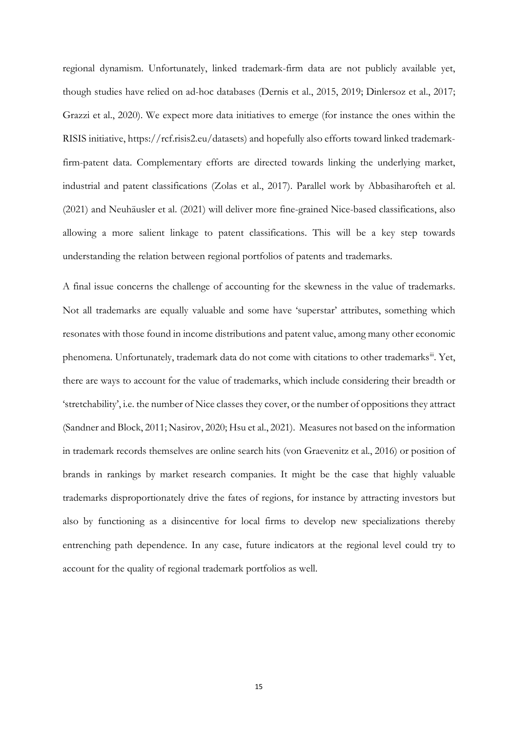regional dynamism. Unfortunately, linked trademark-firm data are not publicly available yet, though studies have relied on ad-hoc databases (Dernis et al., 2015, 2019; Dinlersoz et al., 2017; Grazzi et al., 2020). We expect more data initiatives to emerge (for instance the ones within the RISIS initiative, https://rcf.risis2.eu/datasets) and hopefully also efforts toward linked trademark-firm-patent data. Complementary efforts are directed towards linking the underlying market, industrial and patent classifications (Zolas et al., 2017). Parallel work by Abbasiharofteh et al. (2021) and Neuhäusler et al. (2021) will deliver more fine-grained Nice-based classifications, also allowing a more salient linkage to patent classifications. This will be a key step towards understanding the relation between regional portfolios of patents and trademarks.

A final issue concerns the challenge of accounting for the skewness in the value of trademarks. Not all trademarks are equally valuable and some have 'superstar' attributes, something which resonates with those found in income distributions and patent value, among many other economic phenomena. Unfortunately, trademark data do not come with citations to other trademarks[iii]. Yet, there are ways to account for the value of trademarks, which include considering their breadth or 'stretchability', i.e. the number of Nice classes they cover, or the number of oppositions they attract (Sandner and Block, 2011; Nasirov, 2020; Hsu et al., 2021). Measures not based on the information in trademark records themselves are online search hits (von Graevenitz et al., 2016) or position of brands in rankings by market research companies. It might be the case that highly valuable trademarks disproportionately drive the fates of regions, for instance by attracting investors but also by functioning as a disincentive for local firms to develop new specializations thereby entrenching path dependence. In any case, future indicators at the regional level could try to account for the quality of regional trademark portfolios as well.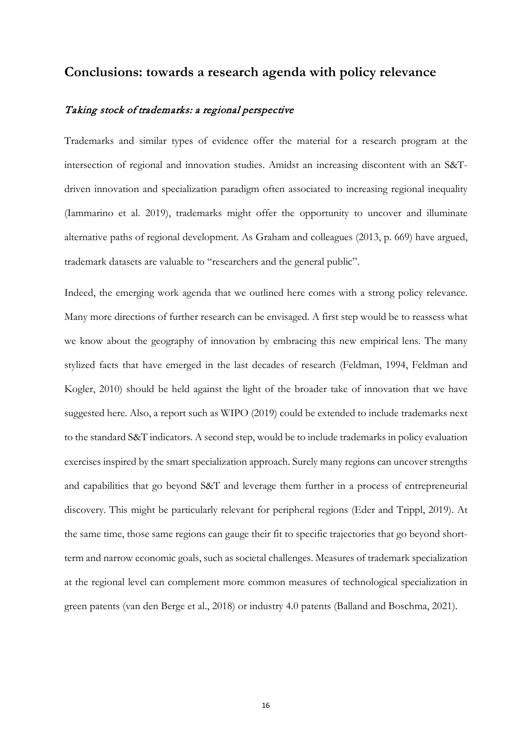## Conclusions: towards a research agenda with policy relevance

### *Taking stock of trademarks: a regional perspective*

Trademarks and similar types of evidence offer the material for a research program at the intersection of regional and innovation studies. Amidst an increasing discontent with an S&T-driven innovation and specialization paradigm often associated to increasing regional inequality (Iammarino et al. 2019), trademarks might offer the opportunity to uncover and illuminate alternative paths of regional development. As Graham and colleagues (2013, p. 669) have argued, trademark datasets are valuable to "researchers and the general public".

Indeed, the emerging work agenda that we outlined here comes with a strong policy relevance. Many more directions of further research can be envisaged. A first step would be to reassess what we know about the geography of innovation by embracing this new empirical lens. The many stylized facts that have emerged in the last decades of research (Feldman, 1994, Feldman and Kogler, 2010) should be held against the light of the broader take of innovation that we have suggested here. Also, a report such as WIPO (2019) could be extended to include trademarks next to the standard S&T indicators. A second step, would be to include trademarks in policy evaluation exercises inspired by the smart specialization approach. Surely many regions can uncover strengths and capabilities that go beyond S&T and leverage them further in a process of entrepreneurial discovery. This might be particularly relevant for peripheral regions (Eder and Trippl, 2019). At the same time, those same regions can gauge their fit to specific trajectories that go beyond short-term and narrow economic goals, such as societal challenges. Measures of trademark specialization at the regional level can complement more common measures of technological specialization in green patents (van den Berge et al., 2018) or industry 4.0 patents (Balland and Boschma, 2021).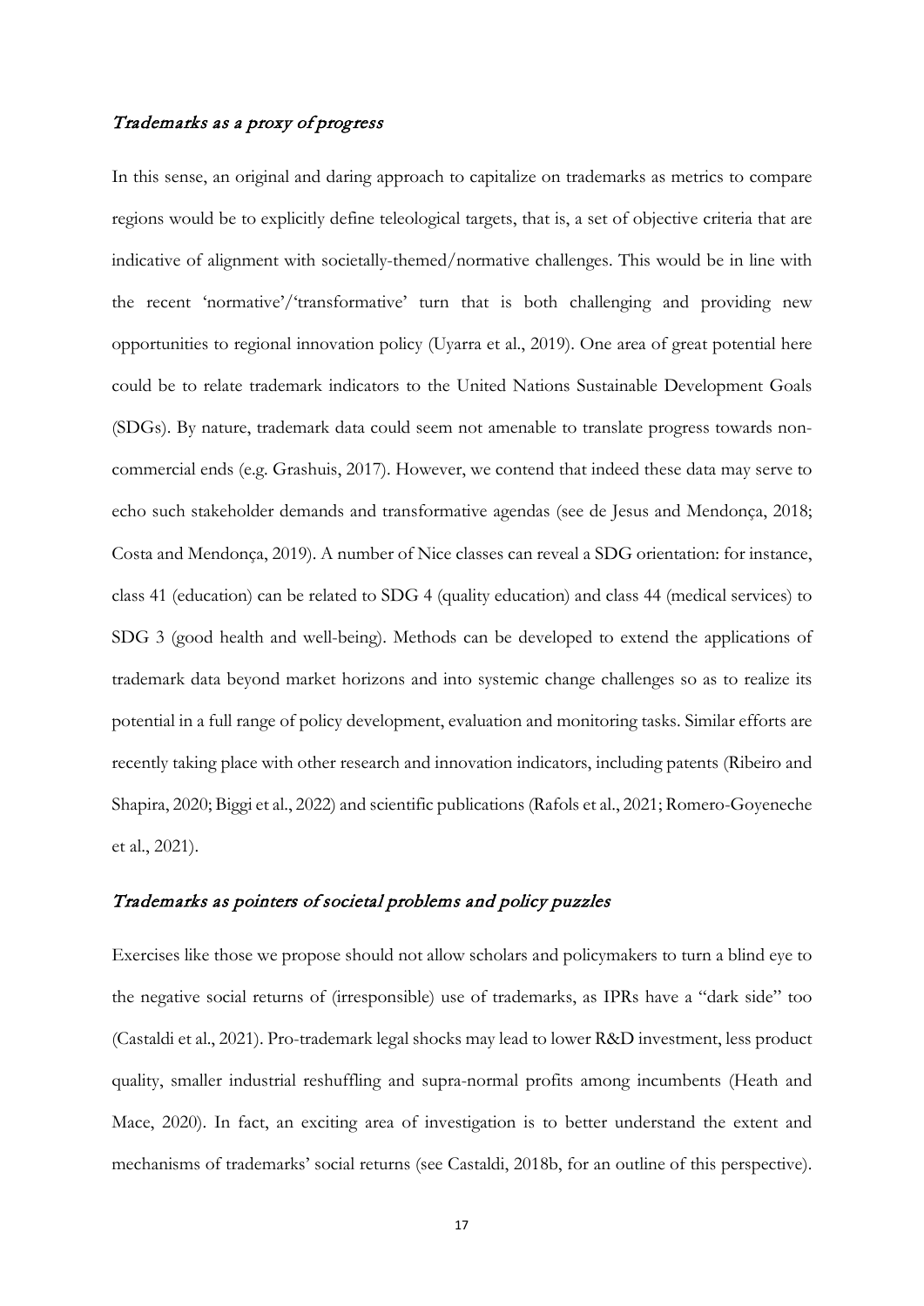### *Trademarks as a proxy of progress*

In this sense, an original and daring approach to capitalize on trademarks as metrics to compare regions would be to explicitly define teleological targets, that is, a set of objective criteria that are indicative of alignment with societally-themed/normative challenges. This would be in line with the recent 'normative'/'transformative' turn that is both challenging and providing new opportunities to regional innovation policy (Uyarra et al., 2019). One area of great potential here could be to relate trademark indicators to the United Nations Sustainable Development Goals (SDGs). By nature, trademark data could seem not amenable to translate progress towards non-commercial ends (e.g. Grashuis, 2017). However, we contend that indeed these data may serve to echo such stakeholder demands and transformative agendas (see de Jesus and Mendonça, 2018; Costa and Mendonça, 2019). A number of Nice classes can reveal a SDG orientation: for instance, class 41 (education) can be related to SDG 4 (quality education) and class 44 (medical services) to SDG 3 (good health and well-being). Methods can be developed to extend the applications of trademark data beyond market horizons and into systemic change challenges so as to realize its potential in a full range of policy development, evaluation and monitoring tasks. Similar efforts are recently taking place with other research and innovation indicators, including patents (Ribeiro and Shapira, 2020; Biggi et al., 2022) and scientific publications (Rafols et al., 2021; Romero-Goyeneche et al., 2021).

### *Trademarks as pointers of societal problems and policy puzzles*

Exercises like those we propose should not allow scholars and policymakers to turn a blind eye to the negative social returns of (irresponsible) use of trademarks, as IPRs have a "dark side" too (Castaldi et al., 2021). Pro-trademark legal shocks may lead to lower R&D investment, less product quality, smaller industrial reshuffling and supra-normal profits among incumbents (Heath and Mace, 2020). In fact, an exciting area of investigation is to better understand the extent and mechanisms of trademarks' social returns (see Castaldi, 2018b, for an outline of this perspective).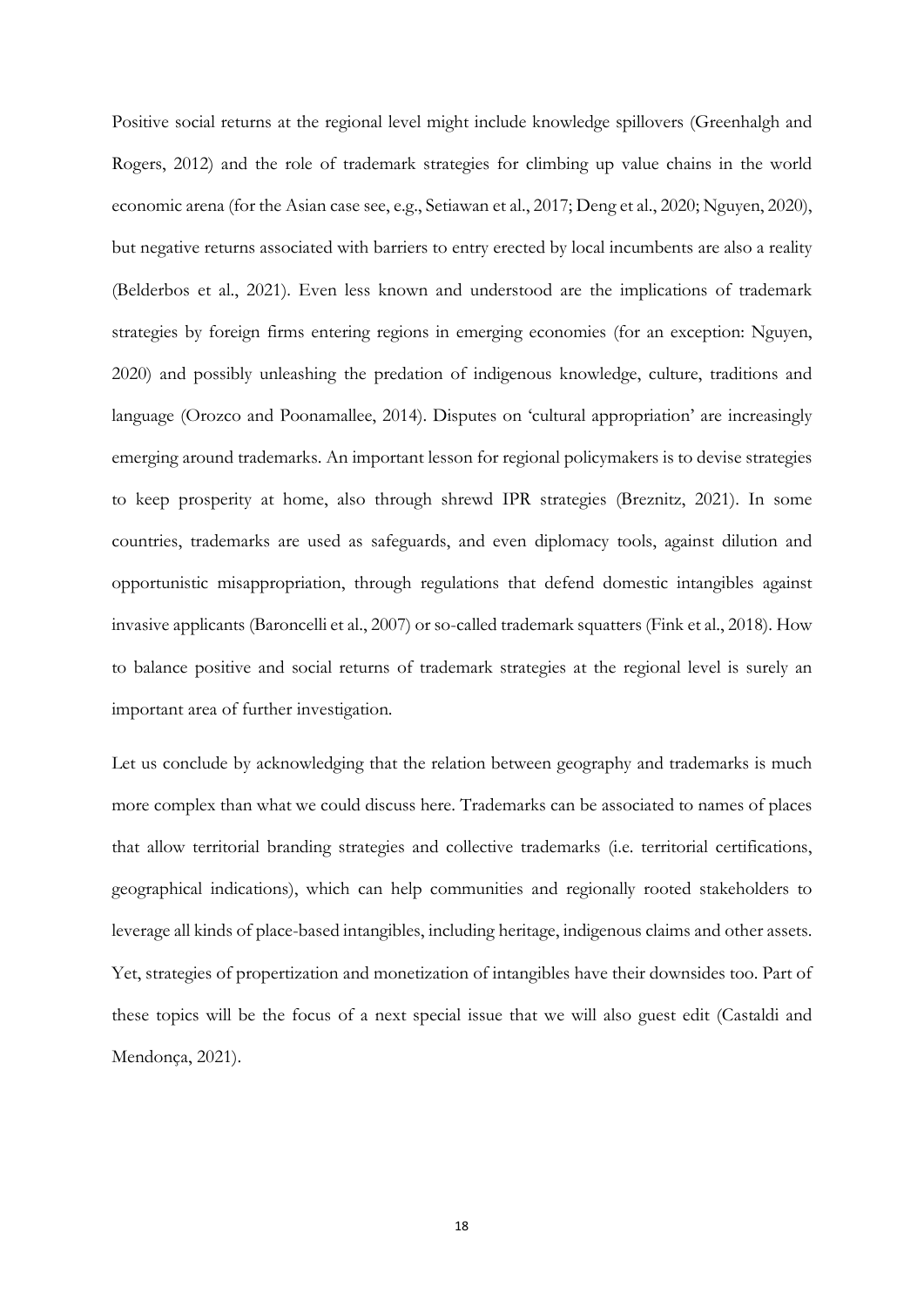Positive social returns at the regional level might include knowledge spillovers (Greenhalgh and Rogers, 2012) and the role of trademark strategies for climbing up value chains in the world economic arena (for the Asian case see, e.g., Setiawan et al., 2017; Deng et al., 2020; Nguyen, 2020), but negative returns associated with barriers to entry erected by local incumbents are also a reality (Belderbos et al., 2021). Even less known and understood are the implications of trademark strategies by foreign firms entering regions in emerging economies (for an exception: Nguyen, 2020) and possibly unleashing the predation of indigenous knowledge, culture, traditions and language (Orozco and Poonamallee, 2014). Disputes on 'cultural appropriation' are increasingly emerging around trademarks. An important lesson for regional policymakers is to devise strategies to keep prosperity at home, also through shrewd IPR strategies (Breznitz, 2021). In some countries, trademarks are used as safeguards, and even diplomacy tools, against dilution and opportunistic misappropriation, through regulations that defend domestic intangibles against invasive applicants (Baroncelli et al., 2007) or so-called trademark squatters (Fink et al., 2018). How to balance positive and social returns of trademark strategies at the regional level is surely an important area of further investigation.

Let us conclude by acknowledging that the relation between geography and trademarks is much more complex than what we could discuss here. Trademarks can be associated to names of places that allow territorial branding strategies and collective trademarks (i.e. territorial certifications, geographical indications), which can help communities and regionally rooted stakeholders to leverage all kinds of place-based intangibles, including heritage, indigenous claims and other assets. Yet, strategies of propertization and monetization of intangibles have their downsides too. Part of these topics will be the focus of a next special issue that we will also guest edit (Castaldi and Mendonça, 2021).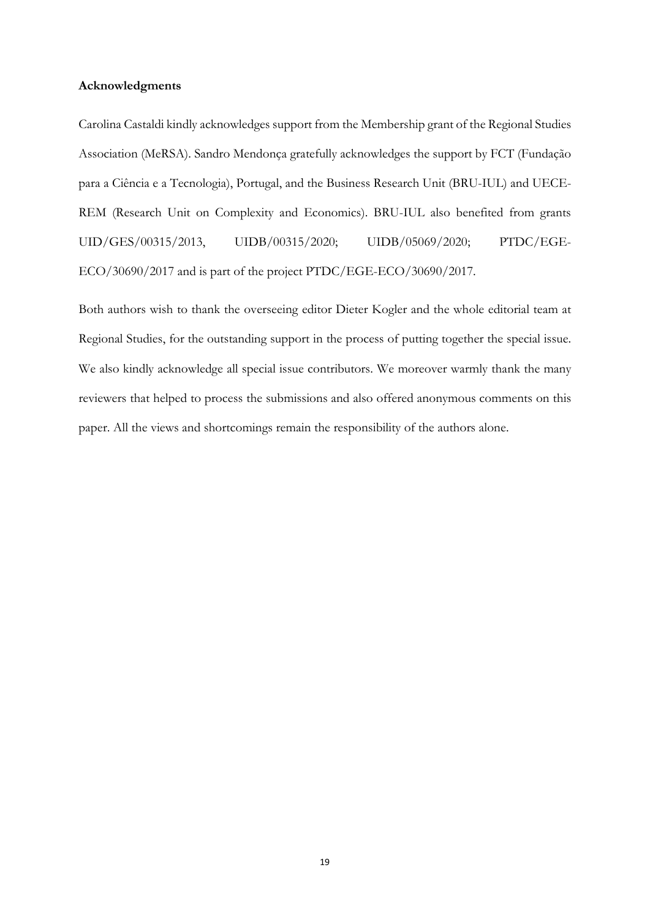**Acknowledgments**

Carolina Castaldi kindly acknowledges support from the Membership grant of the Regional Studies Association (MeRSA). Sandro Mendonça gratefully acknowledges the support by FCT (Fundação para a Ciência e a Tecnologia), Portugal, and the Business Research Unit (BRU-IUL) and UECE-REM (Research Unit on Complexity and Economics). BRU-IUL also benefited from grants UID/GES/00315/2013, UIDB/00315/2020; UIDB/05069/2020; PTDC/EGE-ECO/30690/2017 and is part of the project PTDC/EGE-ECO/30690/2017.

Both authors wish to thank the overseeing editor Dieter Kogler and the whole editorial team at Regional Studies, for the outstanding support in the process of putting together the special issue. We also kindly acknowledge all special issue contributors. We moreover warmly thank the many reviewers that helped to process the submissions and also offered anonymous comments on this paper. All the views and shortcomings remain the responsibility of the authors alone.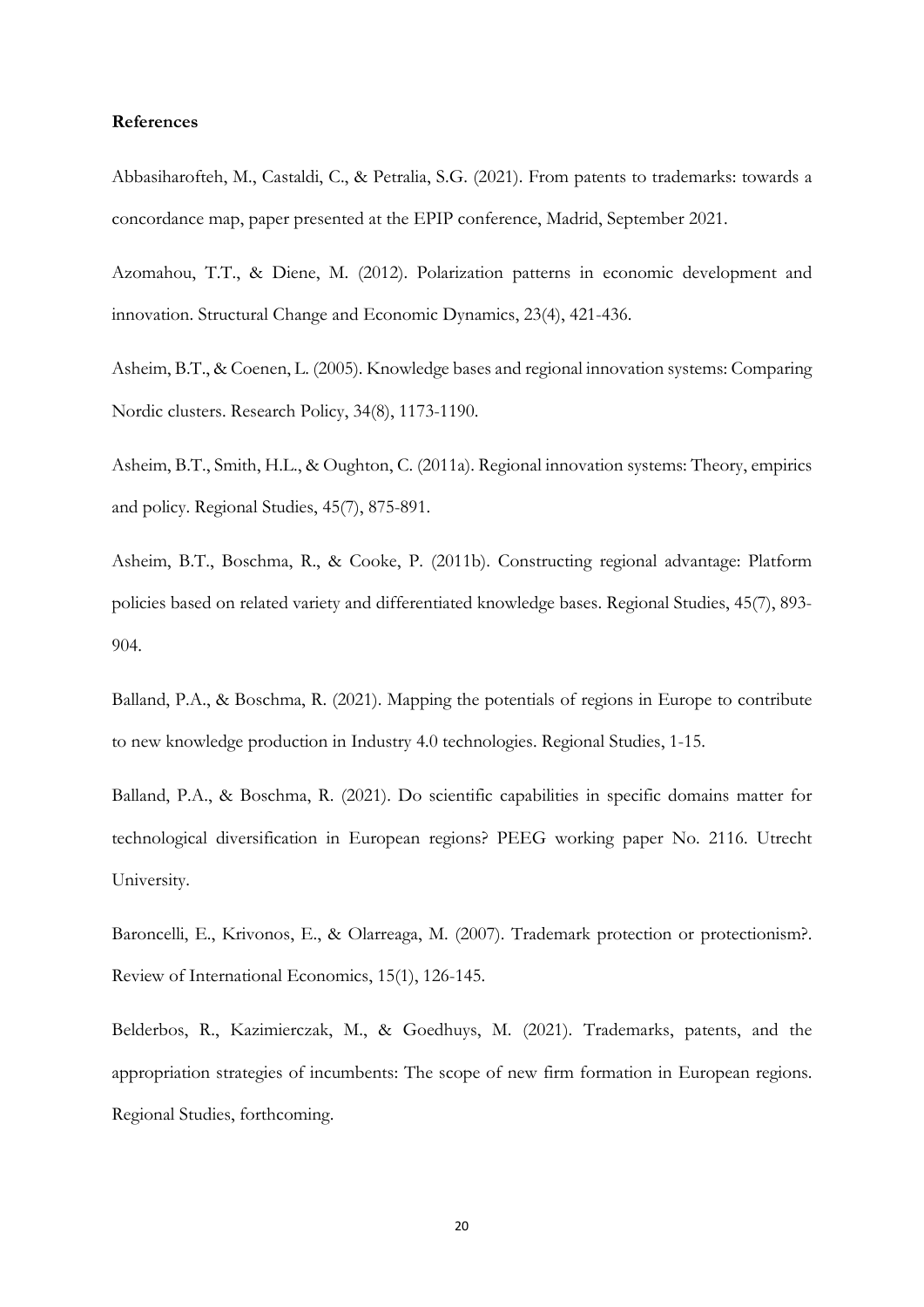**References**

Abbasiharofteh, M., Castaldi, C., & Petralia, S.G. (2021). From patents to trademarks: towards a concordance map, paper presented at the EPIP conference, Madrid, September 2021.

Azomahou, T.T., & Diene, M. (2012). Polarization patterns in economic development and innovation. Structural Change and Economic Dynamics, 23(4), 421-436.

Asheim, B.T., & Coenen, L. (2005). Knowledge bases and regional innovation systems: Comparing Nordic clusters. Research Policy, 34(8), 1173-1190.

Asheim, B.T., Smith, H.L., & Oughton, C. (2011a). Regional innovation systems: Theory, empirics and policy. Regional Studies, 45(7), 875-891.

Asheim, B.T., Boschma, R., & Cooke, P. (2011b). Constructing regional advantage: Platform policies based on related variety and differentiated knowledge bases. Regional Studies, 45(7), 893-904.

Balland, P.A., & Boschma, R. (2021). Mapping the potentials of regions in Europe to contribute to new knowledge production in Industry 4.0 technologies. Regional Studies, 1-15.

Balland, P.A., & Boschma, R. (2021). Do scientific capabilities in specific domains matter for technological diversification in European regions? PEEG working paper No. 2116. Utrecht University.

Baroncelli, E., Krivonos, E., & Olarreaga, M. (2007). Trademark protection or protectionism?. Review of International Economics, 15(1), 126-145.

Belderbos, R., Kazimierczak, M., & Goedhuys, M. (2021). Trademarks, patents, and the appropriation strategies of incumbents: The scope of new firm formation in European regions. Regional Studies, forthcoming.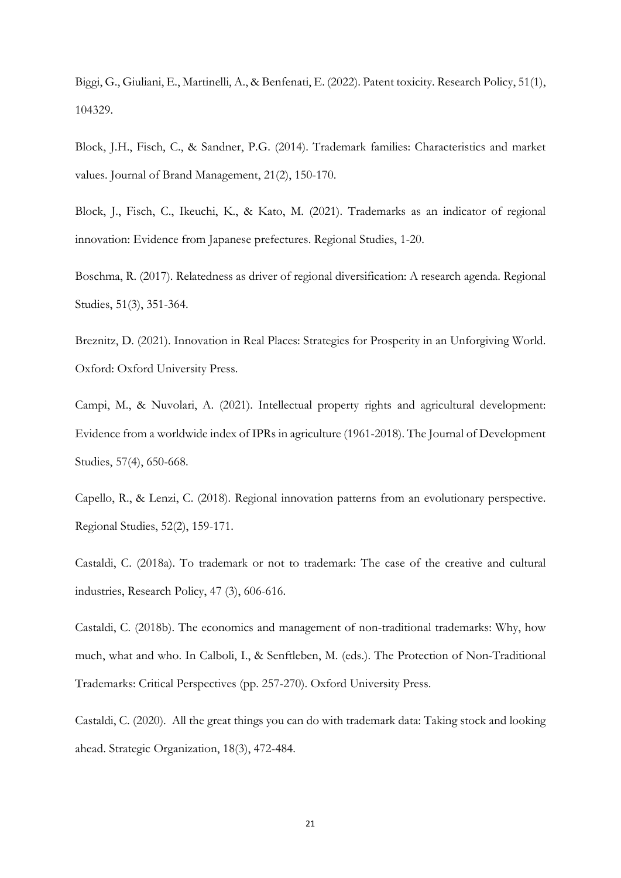Biggi, G., Giuliani, E., Martinelli, A., & Benfenati, E. (2022). Patent toxicity. Research Policy, 51(1), 104329.

Block, J.H., Fisch, C., & Sandner, P.G. (2014). Trademark families: Characteristics and market values. Journal of Brand Management, 21(2), 150-170.

Block, J., Fisch, C., Ikeuchi, K., & Kato, M. (2021). Trademarks as an indicator of regional innovation: Evidence from Japanese prefectures. Regional Studies, 1-20.

Boschma, R. (2017). Relatedness as driver of regional diversification: A research agenda. Regional Studies, 51(3), 351-364.

Breznitz, D. (2021). Innovation in Real Places: Strategies for Prosperity in an Unforgiving World. Oxford: Oxford University Press.

Campi, M., & Nuvolari, A. (2021). Intellectual property rights and agricultural development: Evidence from a worldwide index of IPRs in agriculture (1961-2018). The Journal of Development Studies, 57(4), 650-668.

Capello, R., & Lenzi, C. (2018). Regional innovation patterns from an evolutionary perspective. Regional Studies, 52(2), 159-171.

Castaldi, C. (2018a). To trademark or not to trademark: The case of the creative and cultural industries, Research Policy, 47 (3), 606-616.

Castaldi, C. (2018b). The economics and management of non-traditional trademarks: Why, how much, what and who. In Calboli, I., & Senftleben, M. (eds.). The Protection of Non-Traditional Trademarks: Critical Perspectives (pp. 257-270). Oxford University Press.

Castaldi, C. (2020). All the great things you can do with trademark data: Taking stock and looking ahead. Strategic Organization, 18(3), 472-484.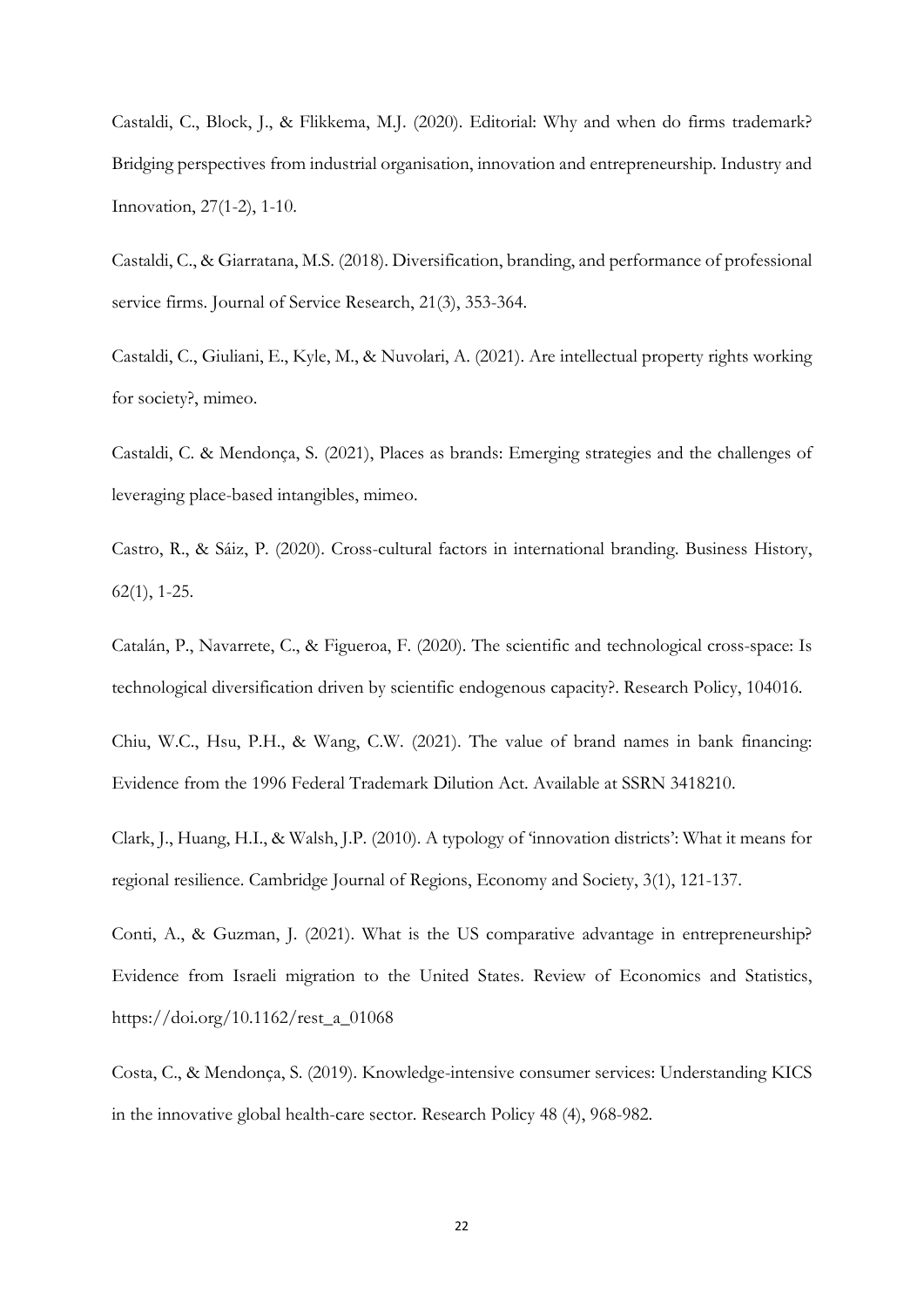Castaldi, C., Block, J., & Flikkema, M.J. (2020). Editorial: Why and when do firms trademark? Bridging perspectives from industrial organisation, innovation and entrepreneurship. Industry and Innovation, 27(1-2), 1-10.

Castaldi, C., & Giarratana, M.S. (2018). Diversification, branding, and performance of professional service firms. Journal of Service Research, 21(3), 353-364.

Castaldi, C., Giuliani, E., Kyle, M., & Nuvolari, A. (2021). Are intellectual property rights working for society?, mimeo.

Castaldi, C. & Mendonça, S. (2021), Places as brands: Emerging strategies and the challenges of leveraging place-based intangibles, mimeo.

Castro, R., & Sáiz, P. (2020). Cross-cultural factors in international branding. Business History, 62(1), 1-25.

Catalán, P., Navarrete, C., & Figueroa, F. (2020). The scientific and technological cross-space: Is technological diversification driven by scientific endogenous capacity?. Research Policy, 104016.

Chiu, W.C., Hsu, P.H., & Wang, C.W. (2021). The value of brand names in bank financing: Evidence from the 1996 Federal Trademark Dilution Act. Available at SSRN 3418210.

Clark, J., Huang, H.I., & Walsh, J.P. (2010). A typology of 'innovation districts': What it means for regional resilience. Cambridge Journal of Regions, Economy and Society, 3(1), 121-137.

Conti, A., & Guzman, J. (2021). What is the US comparative advantage in entrepreneurship? Evidence from Israeli migration to the United States. Review of Economics and Statistics, https://doi.org/10.1162/rest_a_01068

Costa, C., & Mendonça, S. (2019). Knowledge-intensive consumer services: Understanding KICS in the innovative global health-care sector. Research Policy 48 (4), 968-982.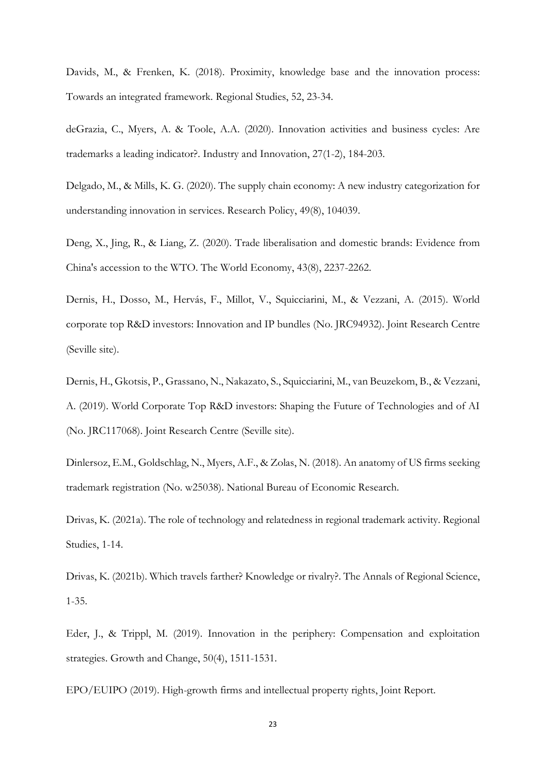Davids, M., & Frenken, K. (2018). Proximity, knowledge base and the innovation process: Towards an integrated framework. Regional Studies, 52, 23-34.

deGrazia, C., Myers, A. & Toole, A.A. (2020). Innovation activities and business cycles: Are trademarks a leading indicator?. Industry and Innovation, 27(1-2), 184-203.

Delgado, M., & Mills, K. G. (2020). The supply chain economy: A new industry categorization for understanding innovation in services. Research Policy, 49(8), 104039.

Deng, X., Jing, R., & Liang, Z. (2020). Trade liberalisation and domestic brands: Evidence from China's accession to the WTO. The World Economy, 43(8), 2237-2262.

Dernis, H., Dosso, M., Hervás, F., Millot, V., Squicciarini, M., & Vezzani, A. (2015). World corporate top R&D investors: Innovation and IP bundles (No. JRC94932). Joint Research Centre (Seville site).

Dernis, H., Gkotsis, P., Grassano, N., Nakazato, S., Squicciarini, M., van Beuzekom, B., & Vezzani, A. (2019). World Corporate Top R&D investors: Shaping the Future of Technologies and of AI (No. JRC117068). Joint Research Centre (Seville site).

Dinlersoz, E.M., Goldschlag, N., Myers, A.F., & Zolas, N. (2018). An anatomy of US firms seeking trademark registration (No. w25038). National Bureau of Economic Research.

Drivas, K. (2021a). The role of technology and relatedness in regional trademark activity. Regional Studies, 1-14.

Drivas, K. (2021b). Which travels farther? Knowledge or rivalry?. The Annals of Regional Science, 1-35.

Eder, J., & Trippl, M. (2019). Innovation in the periphery: Compensation and exploitation strategies. Growth and Change, 50(4), 1511-1531.

EPO/EUIPO (2019). High-growth firms and intellectual property rights, Joint Report.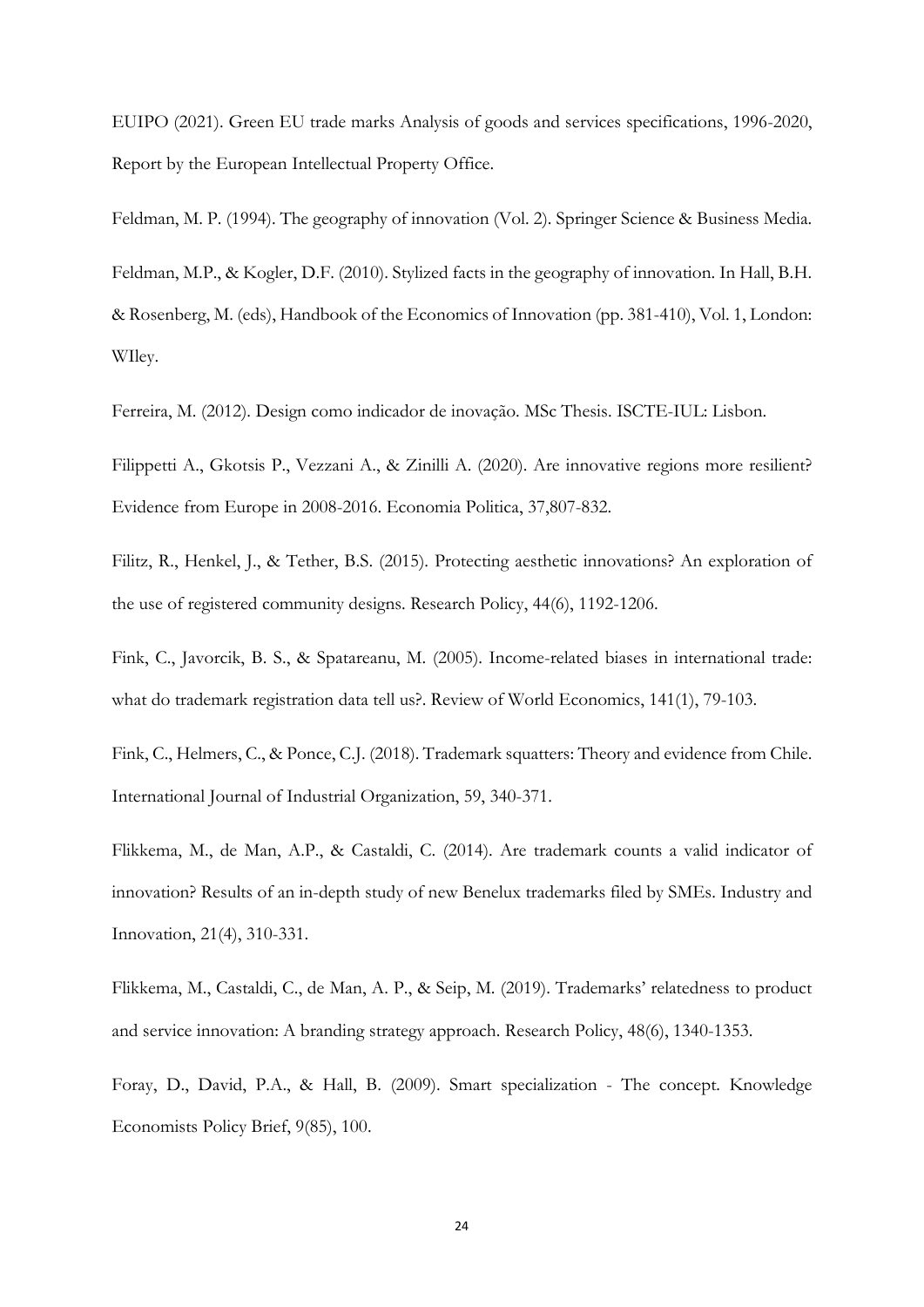EUIPO (2021). Green EU trade marks Analysis of goods and services specifications, 1996-2020, Report by the European Intellectual Property Office.

Feldman, M. P. (1994). The geography of innovation (Vol. 2). Springer Science & Business Media.

Feldman, M.P., & Kogler, D.F. (2010). Stylized facts in the geography of innovation. In Hall, B.H. & Rosenberg, M. (eds), Handbook of the Economics of Innovation (pp. 381-410), Vol. 1, London: WIley.

Ferreira, M. (2012). Design como indicador de inovação. MSc Thesis. ISCTE-IUL: Lisbon.

Filippetti A., Gkotsis P., Vezzani A., & Zinilli A. (2020). Are innovative regions more resilient? Evidence from Europe in 2008-2016. Economia Politica, 37,807-832.

Filitz, R., Henkel, J., & Tether, B.S. (2015). Protecting aesthetic innovations? An exploration of the use of registered community designs. Research Policy, 44(6), 1192-1206.

Fink, C., Javorcik, B. S., & Spatareanu, M. (2005). Income-related biases in international trade: what do trademark registration data tell us?. Review of World Economics, 141(1), 79-103.

Fink, C., Helmers, C., & Ponce, C.J. (2018). Trademark squatters: Theory and evidence from Chile. International Journal of Industrial Organization, 59, 340-371.

Flikkema, M., de Man, A.P., & Castaldi, C. (2014). Are trademark counts a valid indicator of innovation? Results of an in-depth study of new Benelux trademarks filed by SMEs. Industry and Innovation, 21(4), 310-331.

Flikkema, M., Castaldi, C., de Man, A. P., & Seip, M. (2019). Trademarks' relatedness to product and service innovation: A branding strategy approach. Research Policy, 48(6), 1340-1353.

Foray, D., David, P.A., & Hall, B. (2009). Smart specialization - The concept. Knowledge Economists Policy Brief, 9(85), 100.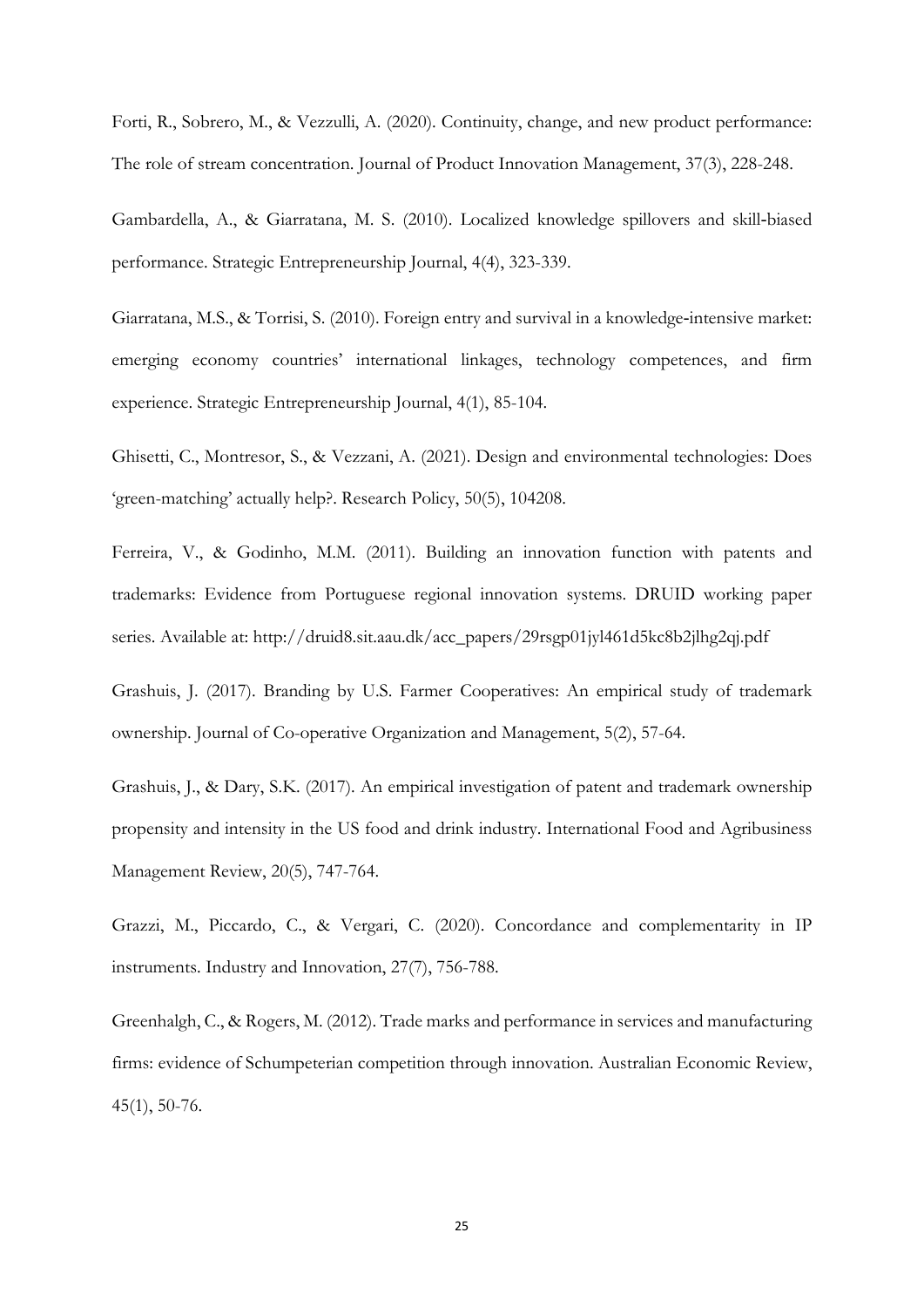Forti, R., Sobrero, M., & Vezzulli, A. (2020). Continuity, change, and new product performance: The role of stream concentration. Journal of Product Innovation Management, 37(3), 228-248.

Gambardella, A., & Giarratana, M. S. (2010). Localized knowledge spillovers and skill-biased performance. Strategic Entrepreneurship Journal, 4(4), 323-339.

Giarratana, M.S., & Torrisi, S. (2010). Foreign entry and survival in a knowledge-intensive market: emerging economy countries' international linkages, technology competences, and firm experience. Strategic Entrepreneurship Journal, 4(1), 85-104.

Ghisetti, C., Montresor, S., & Vezzani, A. (2021). Design and environmental technologies: Does 'green-matching' actually help?. Research Policy, 50(5), 104208.

Ferreira, V., & Godinho, M.M. (2011). Building an innovation function with patents and trademarks: Evidence from Portuguese regional innovation systems. DRUID working paper series. Available at: http://druid8.sit.aau.dk/acc_papers/29rsgp01jyl461d5kc8b2jlhg2qj.pdf

Grashuis, J. (2017). Branding by U.S. Farmer Cooperatives: An empirical study of trademark ownership. Journal of Co-operative Organization and Management, 5(2), 57-64.

Grashuis, J., & Dary, S.K. (2017). An empirical investigation of patent and trademark ownership propensity and intensity in the US food and drink industry. International Food and Agribusiness Management Review, 20(5), 747-764.

Grazzi, M., Piccardo, C., & Vergari, C. (2020). Concordance and complementarity in IP instruments. Industry and Innovation, 27(7), 756-788.

Greenhalgh, C., & Rogers, M. (2012). Trade marks and performance in services and manufacturing firms: evidence of Schumpeterian competition through innovation. Australian Economic Review, 45(1), 50-76.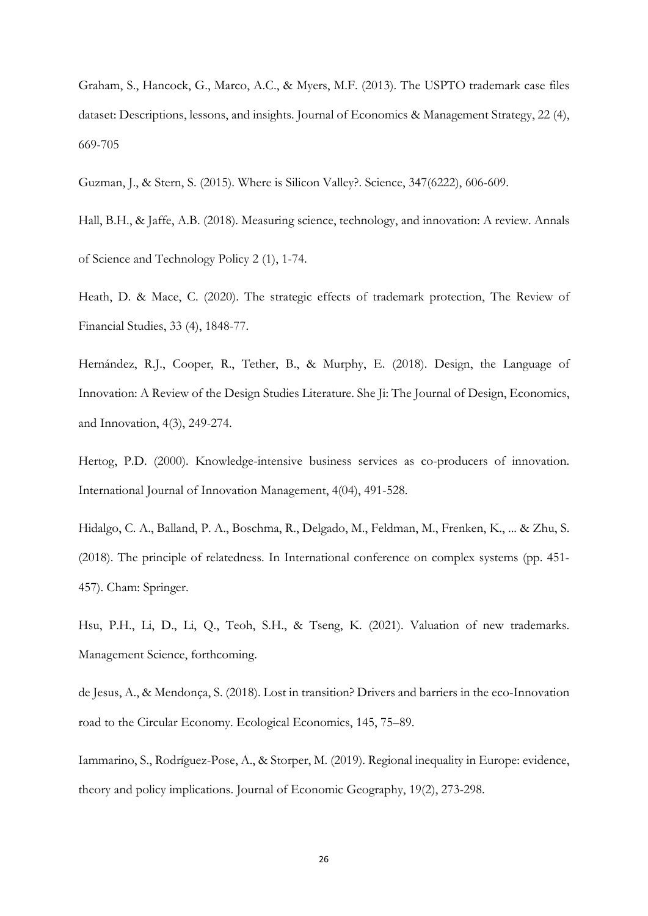Graham, S., Hancock, G., Marco, A.C., & Myers, M.F. (2013). The USPTO trademark case files dataset: Descriptions, lessons, and insights. Journal of Economics & Management Strategy, 22 (4), 669-705

Guzman, J., & Stern, S. (2015). Where is Silicon Valley?. Science, 347(6222), 606-609.

Hall, B.H., & Jaffe, A.B. (2018). Measuring science, technology, and innovation: A review. Annals of Science and Technology Policy 2 (1), 1-74.

Heath, D. & Mace, C. (2020). The strategic effects of trademark protection, The Review of Financial Studies, 33 (4), 1848-77.

Hernández, R.J., Cooper, R., Tether, B., & Murphy, E. (2018). Design, the Language of Innovation: A Review of the Design Studies Literature. She Ji: The Journal of Design, Economics, and Innovation, 4(3), 249-274.

Hertog, P.D. (2000). Knowledge-intensive business services as co-producers of innovation. International Journal of Innovation Management, 4(04), 491-528.

Hidalgo, C. A., Balland, P. A., Boschma, R., Delgado, M., Feldman, M., Frenken, K., ... & Zhu, S. (2018). The principle of relatedness. In International conference on complex systems (pp. 451-457). Cham: Springer.

Hsu, P.H., Li, D., Li, Q., Teoh, S.H., & Tseng, K. (2021). Valuation of new trademarks. Management Science, forthcoming.

de Jesus, A., & Mendonça, S. (2018). Lost in transition? Drivers and barriers in the eco-Innovation road to the Circular Economy. Ecological Economics, 145, 75–89.

Iammarino, S., Rodríguez-Pose, A., & Storper, M. (2019). Regional inequality in Europe: evidence, theory and policy implications. Journal of Economic Geography, 19(2), 273-298.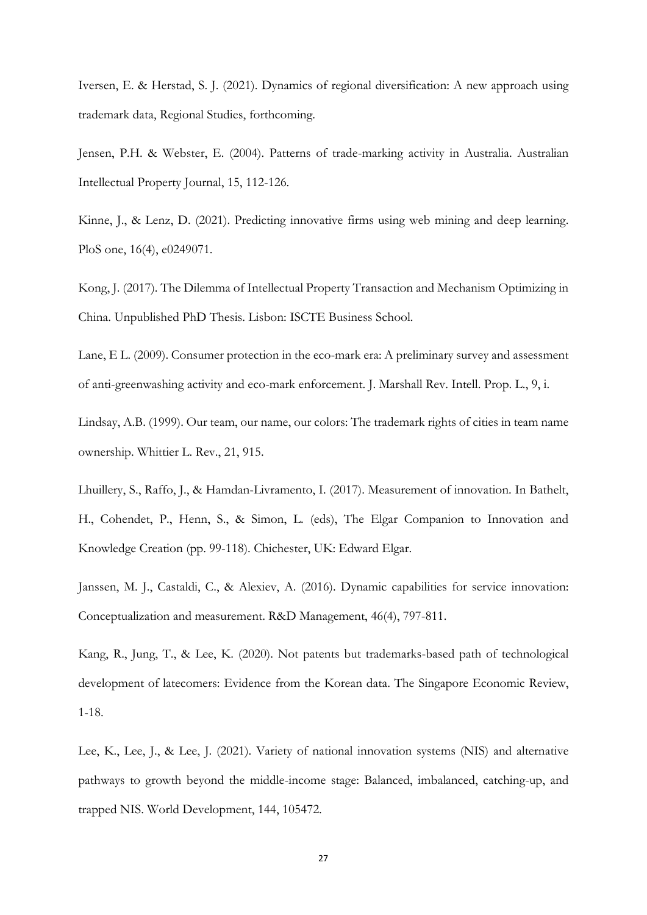Iversen, E. & Herstad, S. J. (2021). Dynamics of regional diversification: A new approach using trademark data, Regional Studies, forthcoming.

Jensen, P.H. & Webster, E. (2004). Patterns of trade-marking activity in Australia. Australian Intellectual Property Journal, 15, 112-126.

Kinne, J., & Lenz, D. (2021). Predicting innovative firms using web mining and deep learning. PloS one, 16(4), e0249071.

Kong, J. (2017). The Dilemma of Intellectual Property Transaction and Mechanism Optimizing in China. Unpublished PhD Thesis. Lisbon: ISCTE Business School.

Lane, E L. (2009). Consumer protection in the eco-mark era: A preliminary survey and assessment of anti-greenwashing activity and eco-mark enforcement. J. Marshall Rev. Intell. Prop. L., 9, i.

Lindsay, A.B. (1999). Our team, our name, our colors: The trademark rights of cities in team name ownership. Whittier L. Rev., 21, 915.

Lhuillery, S., Raffo, J., & Hamdan-Livramento, I. (2017). Measurement of innovation. In Bathelt, H., Cohendet, P., Henn, S., & Simon, L. (eds), The Elgar Companion to Innovation and Knowledge Creation (pp. 99-118). Chichester, UK: Edward Elgar.

Janssen, M. J., Castaldi, C., & Alexiev, A. (2016). Dynamic capabilities for service innovation: Conceptualization and measurement. R&D Management, 46(4), 797-811.

Kang, R., Jung, T., & Lee, K. (2020). Not patents but trademarks-based path of technological development of latecomers: Evidence from the Korean data. The Singapore Economic Review, 1-18.

Lee, K., Lee, J., & Lee, J. (2021). Variety of national innovation systems (NIS) and alternative pathways to growth beyond the middle-income stage: Balanced, imbalanced, catching-up, and trapped NIS. World Development, 144, 105472.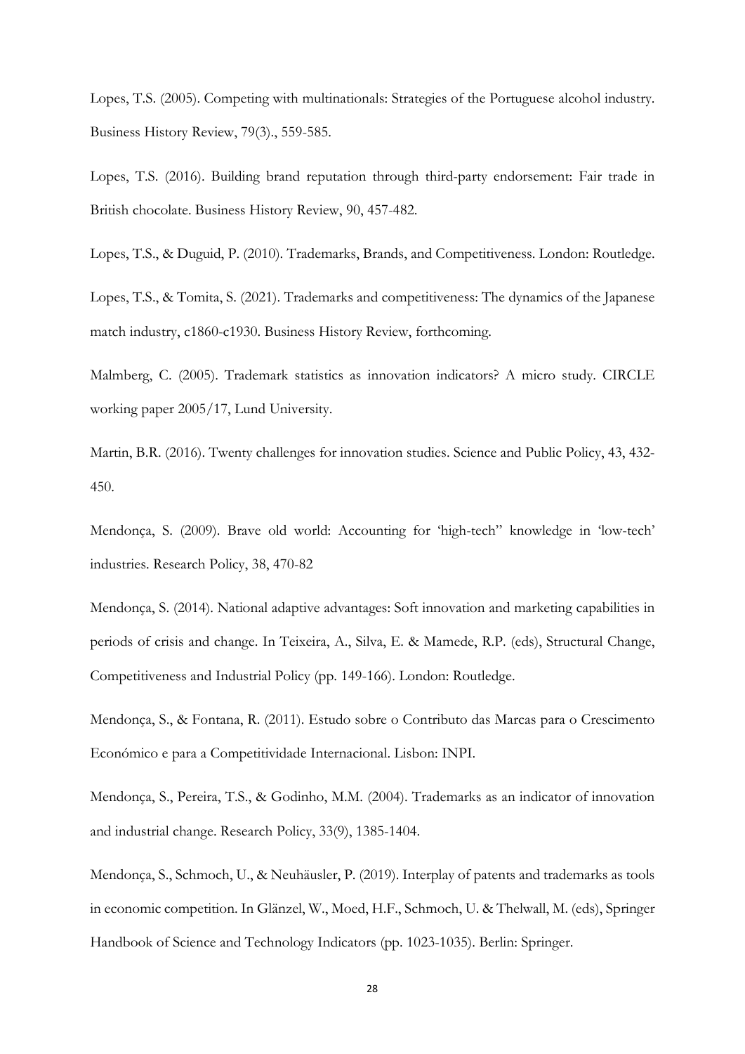Lopes, T.S. (2005). Competing with multinationals: Strategies of the Portuguese alcohol industry. Business History Review, 79(3)., 559-585.

Lopes, T.S. (2016). Building brand reputation through third-party endorsement: Fair trade in British chocolate. Business History Review, 90, 457-482.

Lopes, T.S., & Duguid, P. (2010). Trademarks, Brands, and Competitiveness. London: Routledge.

Lopes, T.S., & Tomita, S. (2021). Trademarks and competitiveness: The dynamics of the Japanese match industry, c1860-c1930. Business History Review, forthcoming.

Malmberg, C. (2005). Trademark statistics as innovation indicators? A micro study. CIRCLE working paper 2005/17, Lund University.

Martin, B.R. (2016). Twenty challenges for innovation studies. Science and Public Policy, 43, 432-450.

Mendonça, S. (2009). Brave old world: Accounting for 'high-tech" knowledge in 'low-tech' industries. Research Policy, 38, 470-82

Mendonça, S. (2014). National adaptive advantages: Soft innovation and marketing capabilities in periods of crisis and change. In Teixeira, A., Silva, E. & Mamede, R.P. (eds), Structural Change, Competitiveness and Industrial Policy (pp. 149-166). London: Routledge.

Mendonça, S., & Fontana, R. (2011). Estudo sobre o Contributo das Marcas para o Crescimento Económico e para a Competitividade Internacional. Lisbon: INPI.

Mendonça, S., Pereira, T.S., & Godinho, M.M. (2004). Trademarks as an indicator of innovation and industrial change. Research Policy, 33(9), 1385-1404.

Mendonça, S., Schmoch, U., & Neuhäusler, P. (2019). Interplay of patents and trademarks as tools in economic competition. In Glänzel, W., Moed, H.F., Schmoch, U. & Thelwall, M. (eds), Springer Handbook of Science and Technology Indicators (pp. 1023-1035). Berlin: Springer.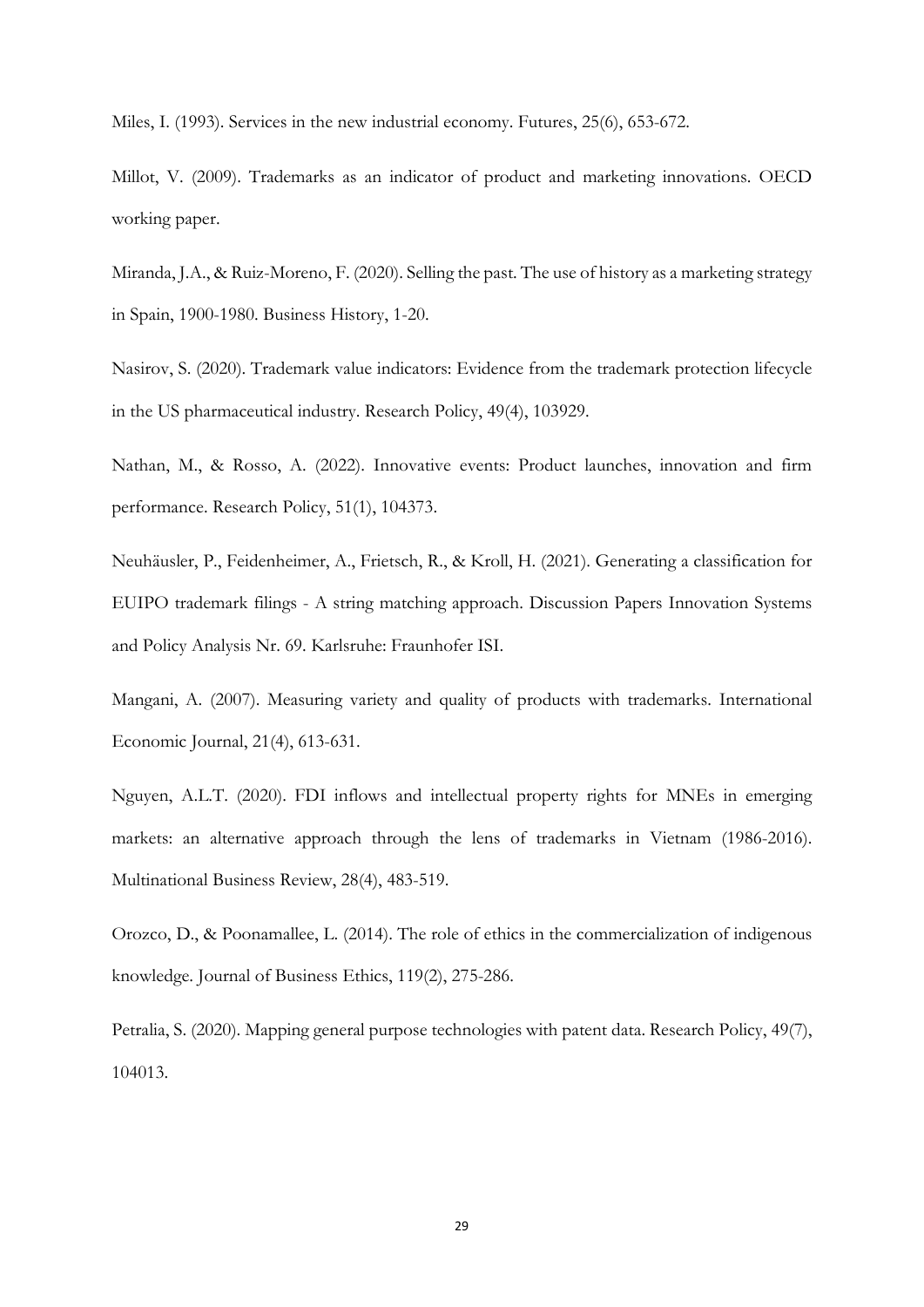Miles, I. (1993). Services in the new industrial economy. Futures, 25(6), 653-672.

Millot, V. (2009). Trademarks as an indicator of product and marketing innovations. OECD working paper.

Miranda, J.A., & Ruiz-Moreno, F. (2020). Selling the past. The use of history as a marketing strategy in Spain, 1900-1980. Business History, 1-20.

Nasirov, S. (2020). Trademark value indicators: Evidence from the trademark protection lifecycle in the US pharmaceutical industry. Research Policy, 49(4), 103929.

Nathan, M., & Rosso, A. (2022). Innovative events: Product launches, innovation and firm performance. Research Policy, 51(1), 104373.

Neuhäusler, P., Feidenheimer, A., Frietsch, R., & Kroll, H. (2021). Generating a classification for EUIPO trademark filings - A string matching approach. Discussion Papers Innovation Systems and Policy Analysis Nr. 69. Karlsruhe: Fraunhofer ISI.

Mangani, A. (2007). Measuring variety and quality of products with trademarks. International Economic Journal, 21(4), 613-631.

Nguyen, A.L.T. (2020). FDI inflows and intellectual property rights for MNEs in emerging markets: an alternative approach through the lens of trademarks in Vietnam (1986-2016). Multinational Business Review, 28(4), 483-519.

Orozco, D., & Poonamallee, L. (2014). The role of ethics in the commercialization of indigenous knowledge. Journal of Business Ethics, 119(2), 275-286.

Petralia, S. (2020). Mapping general purpose technologies with patent data. Research Policy, 49(7), 104013.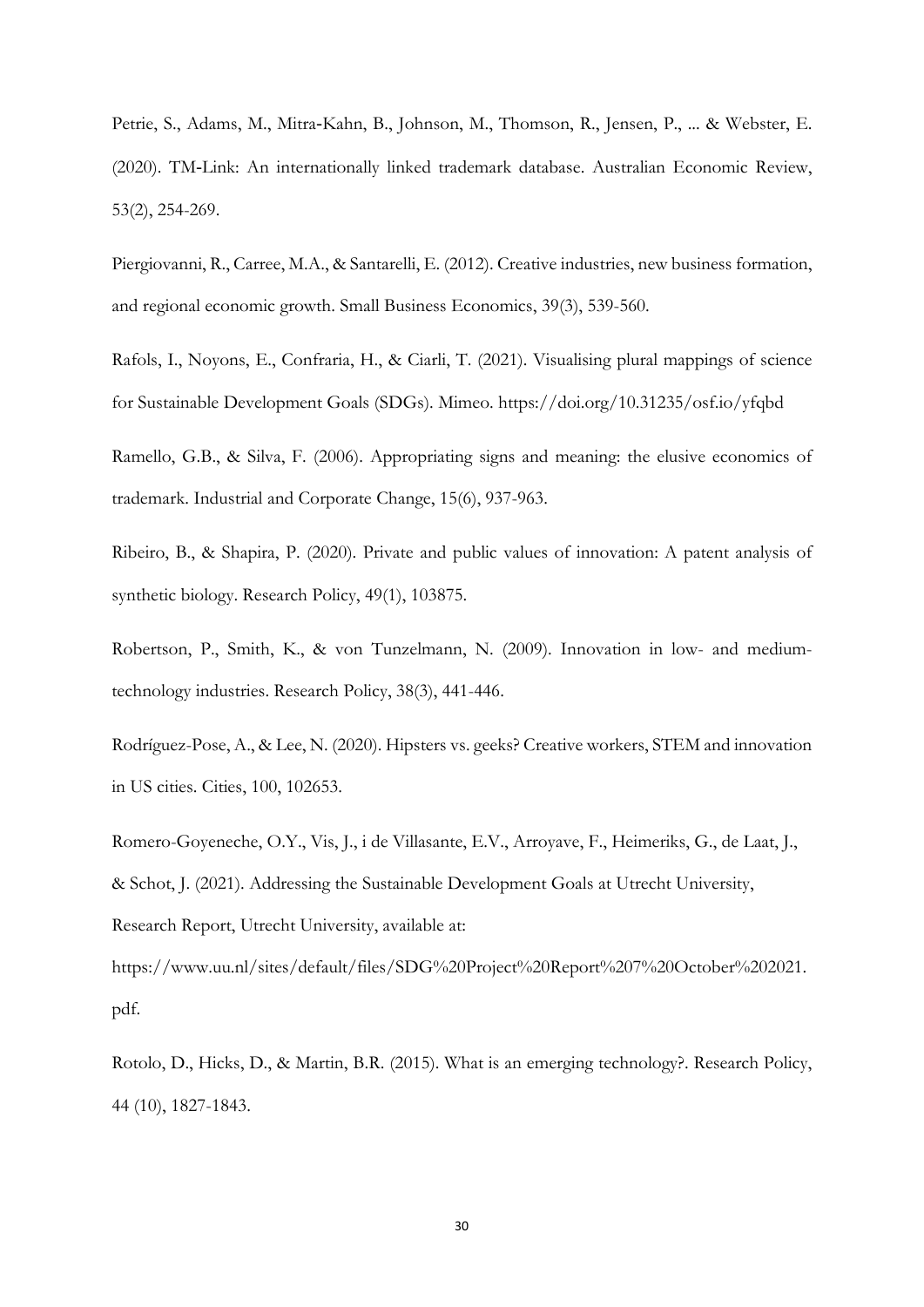Petrie, S., Adams, M., Mitra-Kahn, B., Johnson, M., Thomson, R., Jensen, P., ... & Webster, E. (2020). TM-Link: An internationally linked trademark database. Australian Economic Review, 53(2), 254-269.

Piergiovanni, R., Carree, M.A., & Santarelli, E. (2012). Creative industries, new business formation, and regional economic growth. Small Business Economics, 39(3), 539-560.

Rafols, I., Noyons, E., Confraria, H., & Ciarli, T. (2021). Visualising plural mappings of science for Sustainable Development Goals (SDGs). Mimeo. https://doi.org/10.31235/osf.io/yfqbd

Ramello, G.B., & Silva, F. (2006). Appropriating signs and meaning: the elusive economics of trademark. Industrial and Corporate Change, 15(6), 937-963.

Ribeiro, B., & Shapira, P. (2020). Private and public values of innovation: A patent analysis of synthetic biology. Research Policy, 49(1), 103875.

Robertson, P., Smith, K., & von Tunzelmann, N. (2009). Innovation in low- and medium-technology industries. Research Policy, 38(3), 441-446.

Rodríguez-Pose, A., & Lee, N. (2020). Hipsters vs. geeks? Creative workers, STEM and innovation in US cities. Cities, 100, 102653.

Romero-Goyeneche, O.Y., Vis, J., i de Villasante, E.V., Arroyave, F., Heimeriks, G., de Laat, J., & Schot, J. (2021). Addressing the Sustainable Development Goals at Utrecht University, Research Report, Utrecht University, available at: https://www.uu.nl/sites/default/files/SDG%20Project%20Report%207%20October%202021.pdf.

Rotolo, D., Hicks, D., & Martin, B.R. (2015). What is an emerging technology?. Research Policy, 44 (10), 1827-1843.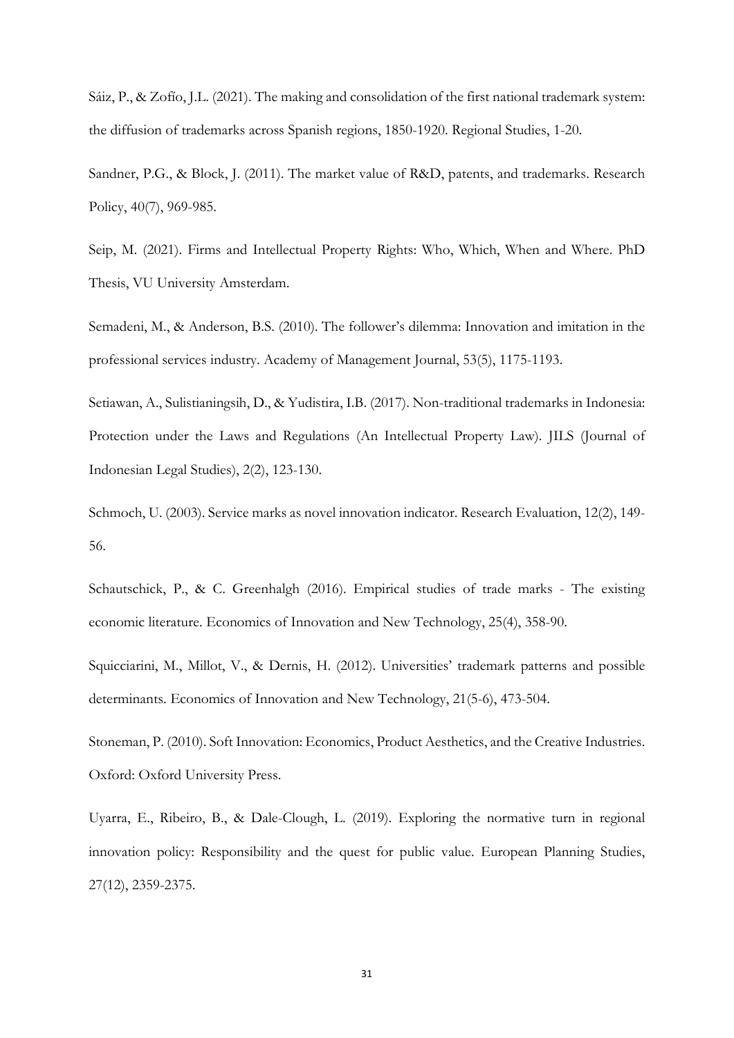Sáiz, P., & Zofío, J.L. (2021). The making and consolidation of the first national trademark system: the diffusion of trademarks across Spanish regions, 1850-1920. Regional Studies, 1-20.

Sandner, P.G., & Block, J. (2011). The market value of R&D, patents, and trademarks. Research Policy, 40(7), 969-985.

Seip, M. (2021). Firms and Intellectual Property Rights: Who, Which, When and Where. PhD Thesis, VU University Amsterdam.

Semadeni, M., & Anderson, B.S. (2010). The follower's dilemma: Innovation and imitation in the professional services industry. Academy of Management Journal, 53(5), 1175-1193.

Setiawan, A., Sulistianingsih, D., & Yudistira, I.B. (2017). Non-traditional trademarks in Indonesia: Protection under the Laws and Regulations (An Intellectual Property Law). JILS (Journal of Indonesian Legal Studies), 2(2), 123-130.

Schmoch, U. (2003). Service marks as novel innovation indicator. Research Evaluation, 12(2), 149-56.

Schautschick, P., & C. Greenhalgh (2016). Empirical studies of trade marks - The existing economic literature. Economics of Innovation and New Technology, 25(4), 358-90.

Squicciarini, M., Millot, V., & Dernis, H. (2012). Universities' trademark patterns and possible determinants. Economics of Innovation and New Technology, 21(5-6), 473-504.

Stoneman, P. (2010). Soft Innovation: Economics, Product Aesthetics, and the Creative Industries. Oxford: Oxford University Press.

Uyarra, E., Ribeiro, B., & Dale-Clough, L. (2019). Exploring the normative turn in regional innovation policy: Responsibility and the quest for public value. European Planning Studies, 27(12), 2359-2375.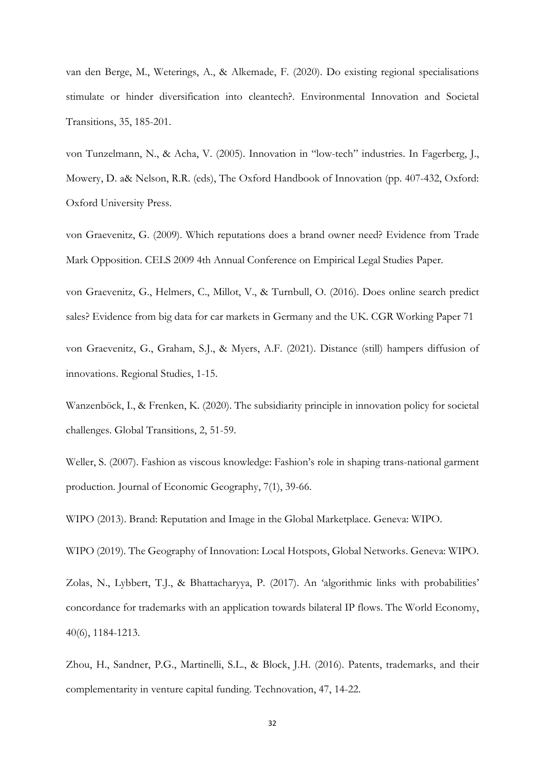van den Berge, M., Weterings, A., & Alkemade, F. (2020). Do existing regional specialisations stimulate or hinder diversification into cleantech?. Environmental Innovation and Societal Transitions, 35, 185-201.

von Tunzelmann, N., & Acha, V. (2005). Innovation in "low-tech" industries. In Fagerberg, J., Mowery, D. a& Nelson, R.R. (eds), The Oxford Handbook of Innovation (pp. 407-432, Oxford: Oxford University Press.

von Graevenitz, G. (2009). Which reputations does a brand owner need? Evidence from Trade Mark Opposition. CELS 2009 4th Annual Conference on Empirical Legal Studies Paper.

von Graevenitz, G., Helmers, C., Millot, V., & Turnbull, O. (2016). Does online search predict sales? Evidence from big data for car markets in Germany and the UK. CGR Working Paper 71

von Graevenitz, G., Graham, S.J., & Myers, A.F. (2021). Distance (still) hampers diffusion of innovations. Regional Studies, 1-15.

Wanzenböck, I., & Frenken, K. (2020). The subsidiarity principle in innovation policy for societal challenges. Global Transitions, 2, 51-59.

Weller, S. (2007). Fashion as viscous knowledge: Fashion's role in shaping trans-national garment production. Journal of Economic Geography, 7(1), 39-66.

WIPO (2013). Brand: Reputation and Image in the Global Marketplace. Geneva: WIPO.

WIPO (2019). The Geography of Innovation: Local Hotspots, Global Networks. Geneva: WIPO.

Zolas, N., Lybbert, T.J., & Bhattacharyya, P. (2017). An 'algorithmic links with probabilities' concordance for trademarks with an application towards bilateral IP flows. The World Economy, 40(6), 1184-1213.

Zhou, H., Sandner, P.G., Martinelli, S.L., & Block, J.H. (2016). Patents, trademarks, and their complementarity in venture capital funding. Technovation, 47, 14-22.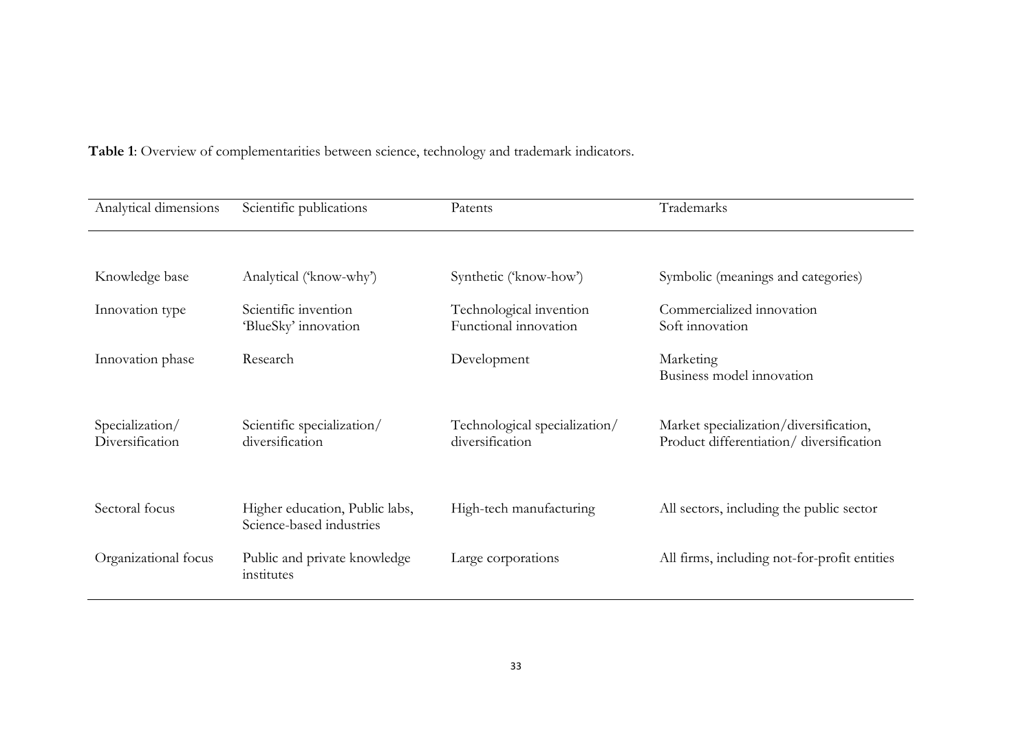**Table 1**: Overview of complementarities between science, technology and trademark indicators.

| Analytical dimensions | Scientific publications | Patents | Trademarks |
|---|---|---|---|
| Knowledge base | Analytical ('know-why') | Synthetic ('know-how') | Symbolic (meanings and categories) |
| Innovation type | Scientific invention 'BlueSky' innovation | Technological invention Functional innovation | Commercialized innovation Soft innovation |
| Innovation phase | Research | Development | Marketing Business model innovation |
| Specialization/ Diversification | Scientific specialization/ diversification | Technological specialization/ diversification | Market specialization/diversification, Product differentiation/ diversification |
| Sectoral focus | Higher education, Public labs, Science-based industries | High-tech manufacturing | All sectors, including the public sector |
| Organizational focus | Public and private knowledge institutes | Large corporations | All firms, including not-for-profit entities |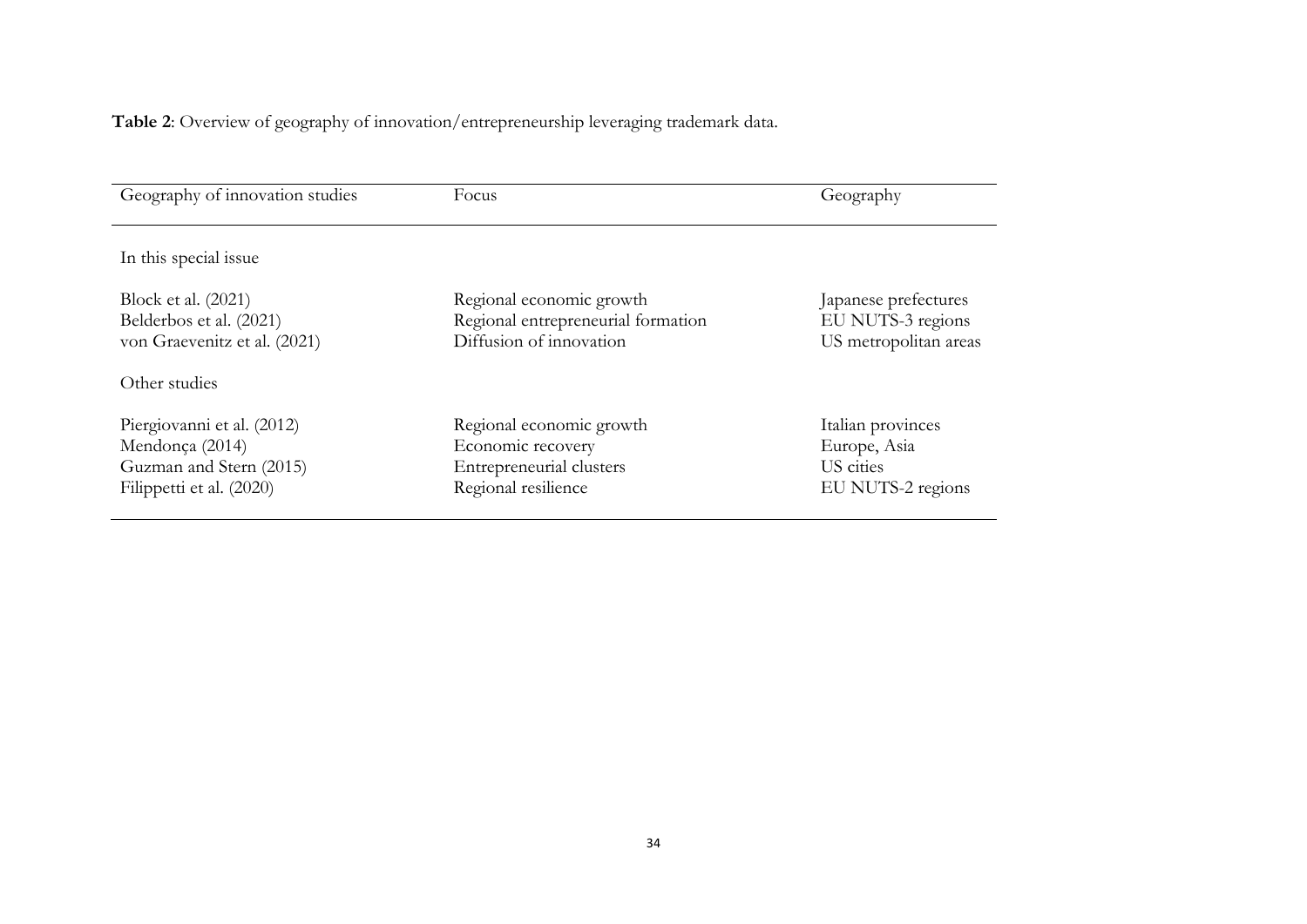**Table 2**: Overview of geography of innovation/entrepreneurship leveraging trademark data.

| Geography of innovation studies | Focus | Geography |
|---|---|---|
| In this special issue | | |
| Block et al. (2021) | Regional economic growth | Japanese prefectures |
| Belderbos et al. (2021) | Regional entrepreneurial formation | EU NUTS-3 regions |
| von Graevenitz et al. (2021) | Diffusion of innovation | US metropolitan areas |
| Other studies | | |
| Piergiovanni et al. (2012) | Regional economic growth | Italian provinces |
| Mendonça (2014) | Economic recovery | Europe, Asia |
| Guzman and Stern (2015) | Entrepreneurial clusters | US cities |
| Filippetti et al. (2020) | Regional resilience | EU NUTS-2 regions |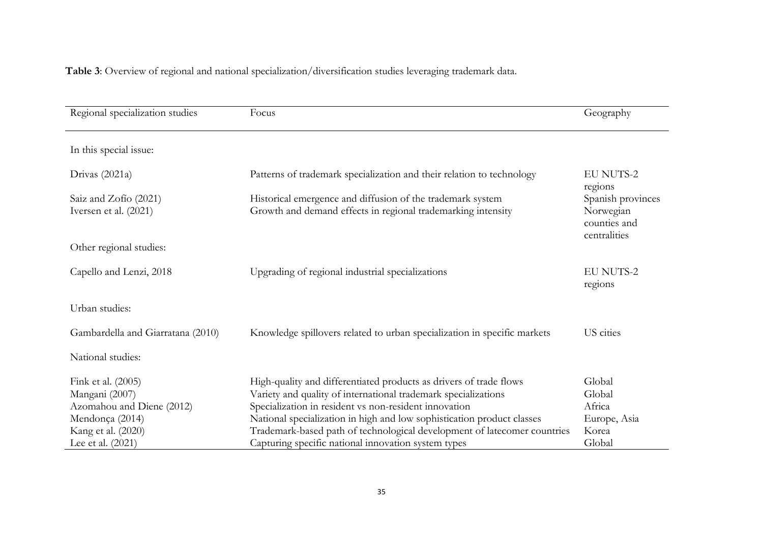**Table 3**: Overview of regional and national specialization/diversification studies leveraging trademark data.

| Regional specialization studies | Focus | Geography |
|---|---|---|
| In this special issue: | | |
| Drivas (2021a) | Patterns of trademark specialization and their relation to technology | EU NUTS-2 regions |
| Saiz and Zofío (2021) | Historical emergence and diffusion of the trademark system | Spanish provinces |
| Iversen et al. (2021) | Growth and demand effects in regional trademarking intensity | Norwegian counties and centralities |
| Other regional studies: | | |
| Capello and Lenzi, 2018 | Upgrading of regional industrial specializations | EU NUTS-2 regions |
| Urban studies: | | |
| Gambardella and Giarratana (2010) | Knowledge spillovers related to urban specialization in specific markets | US cities |
| National studies: | | |
| Fink et al. (2005) | High-quality and differentiated products as drivers of trade flows | Global |
| Mangani (2007) | Variety and quality of international trademark specializations | Global |
| Azomahou and Diene (2012) | Specialization in resident vs non-resident innovation | Africa |
| Mendonça (2014) | National specialization in high and low sophistication product classes | Europe, Asia |
| Kang et al. (2020) | Trademark-based path of technological development of latecomer countries | Korea |
| Lee et al. (2021) | Capturing specific national innovation system types | Global |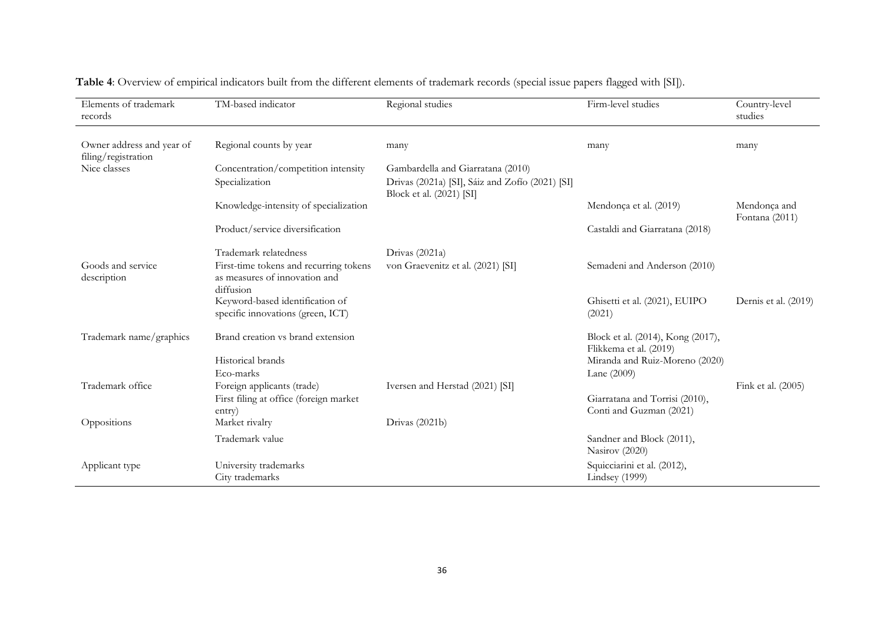**Table 4**: Overview of empirical indicators built from the different elements of trademark records (special issue papers flagged with [SI]).

| Elements of trademark records | TM-based indicator | Regional studies | Firm-level studies | Country-level studies |
|---|---|---|---|---|
| Owner address and year of filing/registration | Regional counts by year | many | many | many |
| Nice classes | Concentration/competition intensity | Gambardella and Giarratana (2010) | | |
| | Specialization | Drivas (2021a) [SI], Sáiz and Zofío (2021) [SI] Block et al. (2021) [SI] | | |
| | Knowledge-intensity of specialization | | Mendonça et al. (2019) | Mendonça and Fontana (2011) |
| | Product/service diversification | | Castaldi and Giarratana (2018) | |
| | Trademark relatedness | Drivas (2021a) | | |
| Goods and service description | First-time tokens and recurring tokens as measures of innovation and diffusion | von Graevenitz et al. (2021) [SI] | Semadeni and Anderson (2010) | |
| | Keyword-based identification of specific innovations (green, ICT) | | Ghisetti et al. (2021), EUIPO (2021) | Dernis et al. (2019) |
| Trademark name/graphics | Brand creation vs brand extension | | Block et al. (2014), Kong (2017), Flikkema et al. (2019) | |
| | Historical brands | | Miranda and Ruiz-Moreno (2020) | |
| | Eco-marks | | Lane (2009) | |
| Trademark office | Foreign applicants (trade) | Iversen and Herstad (2021) [SI] | | Fink et al. (2005) |
| | First filing at office (foreign market entry) | | Giarratana and Torrisi (2010), Conti and Guzman (2021) | |
| Oppositions | Market rivalry | Drivas (2021b) | | |
| | Trademark value | | Sandner and Block (2011), Nasirov (2020) | |
| Applicant type | University trademarks<br>City trademarks | | Squicciarini et al. (2012), Lindsey (1999) | |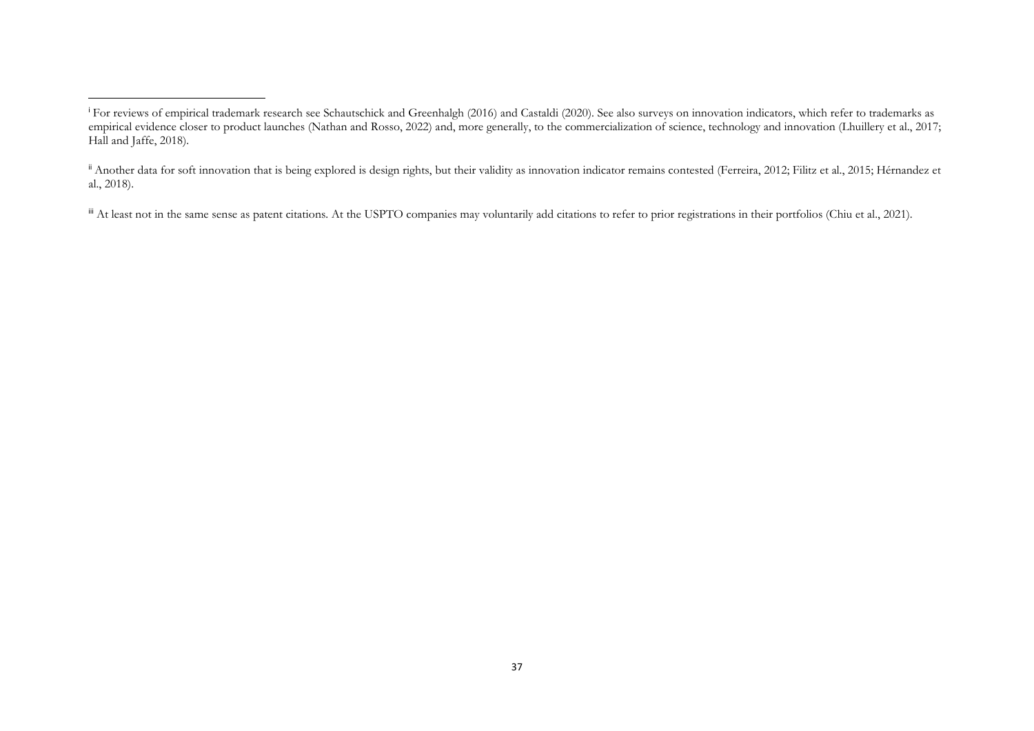[i] For reviews of empirical trademark research see Schautschick and Greenhalgh (2016) and Castaldi (2020). See also surveys on innovation indicators, which refer to trademarks as empirical evidence closer to product launches (Nathan and Rosso, 2022) and, more generally, to the commercialization of science, technology and innovation (Lhuillery et al., 2017; Hall and Jaffe, 2018).

[ii] Another data for soft innovation that is being explored is design rights, but their validity as innovation indicator remains contested (Ferreira, 2012; Filitz et al., 2015; Hérnandez et al., 2018).

[iii] At least not in the same sense as patent citations. At the USPTO companies may voluntarily add citations to refer to prior registrations in their portfolios (Chiu et al., 2021).